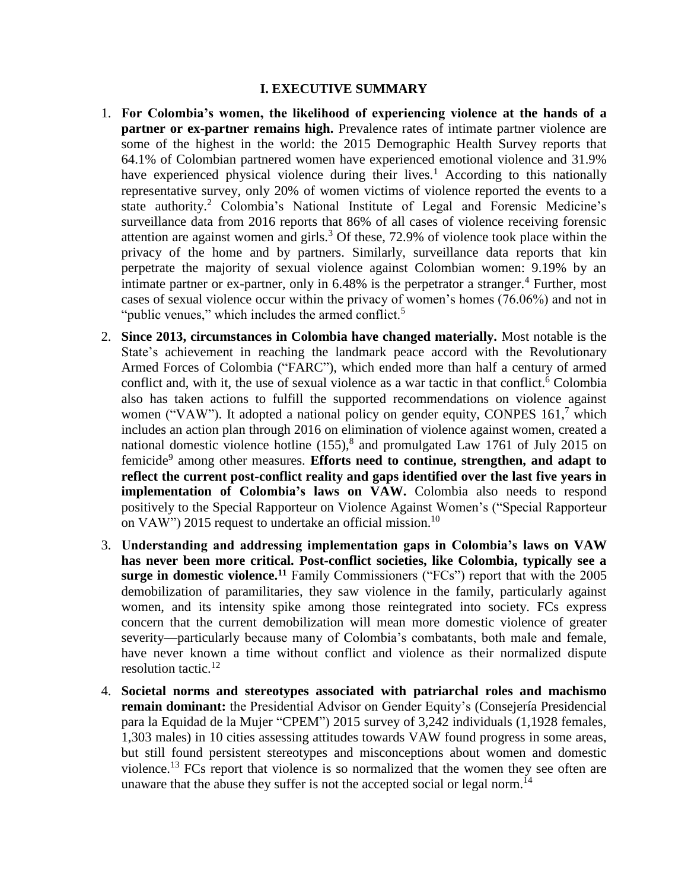# I. EXECUTIVE SUMMARY

1. **For Colombia's women, the likelihood of experiencing violence at the hands of a partner or ex-partner remains high.** Prevalence rates of intimate partner violence are some of the highest in the world: the 2015 Demographic Health Survey reports that 64.1% of Colombian partnered women have experienced emotional violence and 31.9% have experienced physical violence during their lives.[1] According to this nationally representative survey, only 20% of women victims of violence reported the events to a state authority.[2] Colombia's National Institute of Legal and Forensic Medicine's surveillance data from 2016 reports that 86% of all cases of violence receiving forensic attention are against women and girls.[3] Of these, 72.9% of violence took place within the privacy of the home and by partners. Similarly, surveillance data reports that kin perpetrate the majority of sexual violence against Colombian women: 9.19% by an intimate partner or ex-partner, only in 6.48% is the perpetrator a stranger.[4] Further, most cases of sexual violence occur within the privacy of women's homes (76.06%) and not in "public venues," which includes the armed conflict.[5]

2. **Since 2013, circumstances in Colombia have changed materially.** Most notable is the State's achievement in reaching the landmark peace accord with the Revolutionary Armed Forces of Colombia ("FARC"), which ended more than half a century of armed conflict and, with it, the use of sexual violence as a war tactic in that conflict.[6] Colombia also has taken actions to fulfill the supported recommendations on violence against women ("VAW"). It adopted a national policy on gender equity, CONPES 161,[7] which includes an action plan through 2016 on elimination of violence against women, created a national domestic violence hotline (155),[8] and promulgated Law 1761 of July 2015 on femicide[9] among other measures. **Efforts need to continue, strengthen, and adapt to reflect the current post-conflict reality and gaps identified over the last five years in implementation of Colombia's laws on VAW.** Colombia also needs to respond positively to the Special Rapporteur on Violence Against Women's ("Special Rapporteur on VAW") 2015 request to undertake an official mission.[10]

3. **Understanding and addressing implementation gaps in Colombia's laws on VAW has never been more critical. Post-conflict societies, like Colombia, typically see a surge in domestic violence.[11]** Family Commissioners ("FCs") report that with the 2005 demobilization of paramilitaries, they saw violence in the family, particularly against women, and its intensity spike among those reintegrated into society. FCs express concern that the current demobilization will mean more domestic violence of greater severity—particularly because many of Colombia's combatants, both male and female, have never known a time without conflict and violence as their normalized dispute resolution tactic.[12]

4. **Societal norms and stereotypes associated with patriarchal roles and machismo remain dominant:** the Presidential Advisor on Gender Equity's (Consejería Presidencial para la Equidad de la Mujer "CPEM") 2015 survey of 3,242 individuals (1,1928 females, 1,303 males) in 10 cities assessing attitudes towards VAW found progress in some areas, but still found persistent stereotypes and misconceptions about women and domestic violence.[13] FCs report that violence is so normalized that the women they see often are unaware that the abuse they suffer is not the accepted social or legal norm.[14]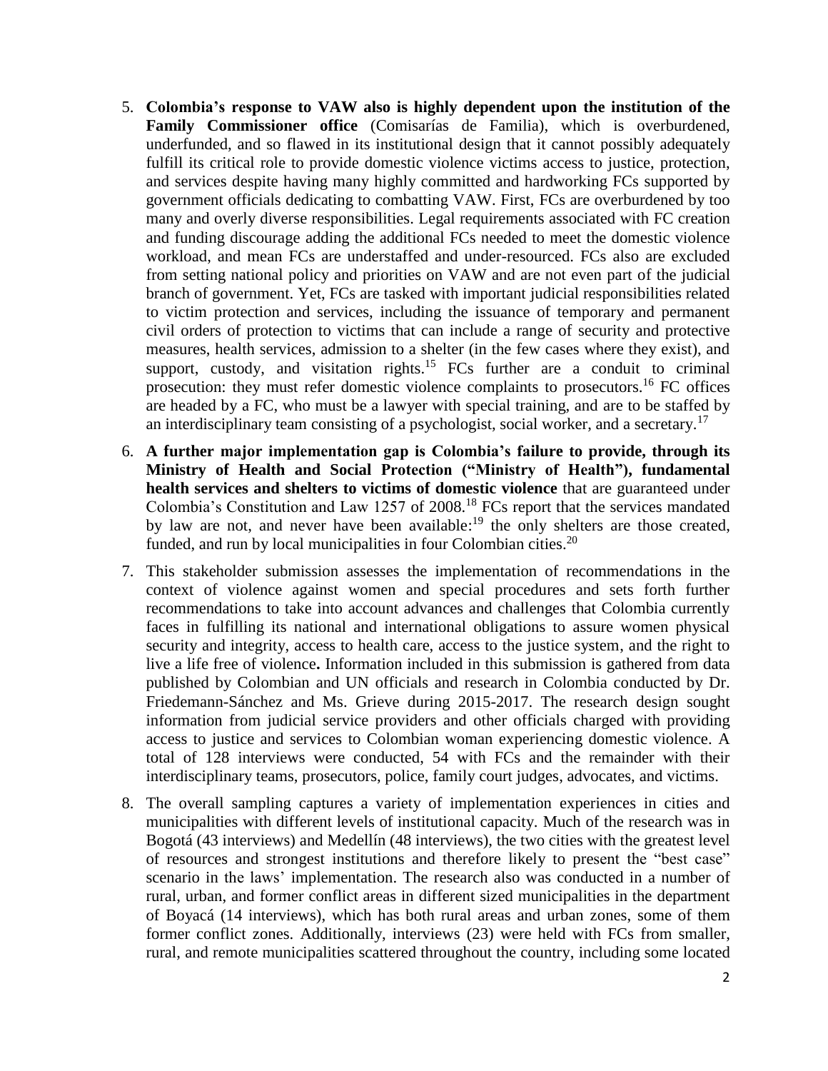5. **Colombia's response to VAW also is highly dependent upon the institution of the Family Commissioner office** (Comisarías de Familia), which is overburdened, underfunded, and so flawed in its institutional design that it cannot possibly adequately fulfill its critical role to provide domestic violence victims access to justice, protection, and services despite having many highly committed and hardworking FCs supported by government officials dedicating to combatting VAW. First, FCs are overburdened by too many and overly diverse responsibilities. Legal requirements associated with FC creation and funding discourage adding the additional FCs needed to meet the domestic violence workload, and mean FCs are understaffed and under-resourced. FCs also are excluded from setting national policy and priorities on VAW and are not even part of the judicial branch of government. Yet, FCs are tasked with important judicial responsibilities related to victim protection and services, including the issuance of temporary and permanent civil orders of protection to victims that can include a range of security and protective measures, health services, admission to a shelter (in the few cases where they exist), and support, custody, and visitation rights.[15] FCs further are a conduit to criminal prosecution: they must refer domestic violence complaints to prosecutors.[16] FC offices are headed by a FC, who must be a lawyer with special training, and are to be staffed by an interdisciplinary team consisting of a psychologist, social worker, and a secretary.[17]

6. **A further major implementation gap is Colombia's failure to provide, through its Ministry of Health and Social Protection ("Ministry of Health"), fundamental health services and shelters to victims of domestic violence** that are guaranteed under Colombia's Constitution and Law 1257 of 2008.[18] FCs report that the services mandated by law are not, and never have been available:[19] the only shelters are those created, funded, and run by local municipalities in four Colombian cities.[20]

7. This stakeholder submission assesses the implementation of recommendations in the context of violence against women and special procedures and sets forth further recommendations to take into account advances and challenges that Colombia currently faces in fulfilling its national and international obligations to assure women physical security and integrity, access to health care, access to the justice system, and the right to live a life free of violence**.** Information included in this submission is gathered from data published by Colombian and UN officials and research in Colombia conducted by Dr. Friedemann-Sánchez and Ms. Grieve during 2015-2017. The research design sought information from judicial service providers and other officials charged with providing access to justice and services to Colombian woman experiencing domestic violence. A total of 128 interviews were conducted, 54 with FCs and the remainder with their interdisciplinary teams, prosecutors, police, family court judges, advocates, and victims.

8. The overall sampling captures a variety of implementation experiences in cities and municipalities with different levels of institutional capacity. Much of the research was in Bogotá (43 interviews) and Medellín (48 interviews), the two cities with the greatest level of resources and strongest institutions and therefore likely to present the "best case" scenario in the laws' implementation. The research also was conducted in a number of rural, urban, and former conflict areas in different sized municipalities in the department of Boyacá (14 interviews), which has both rural areas and urban zones, some of them former conflict zones. Additionally, interviews (23) were held with FCs from smaller, rural, and remote municipalities scattered throughout the country, including some located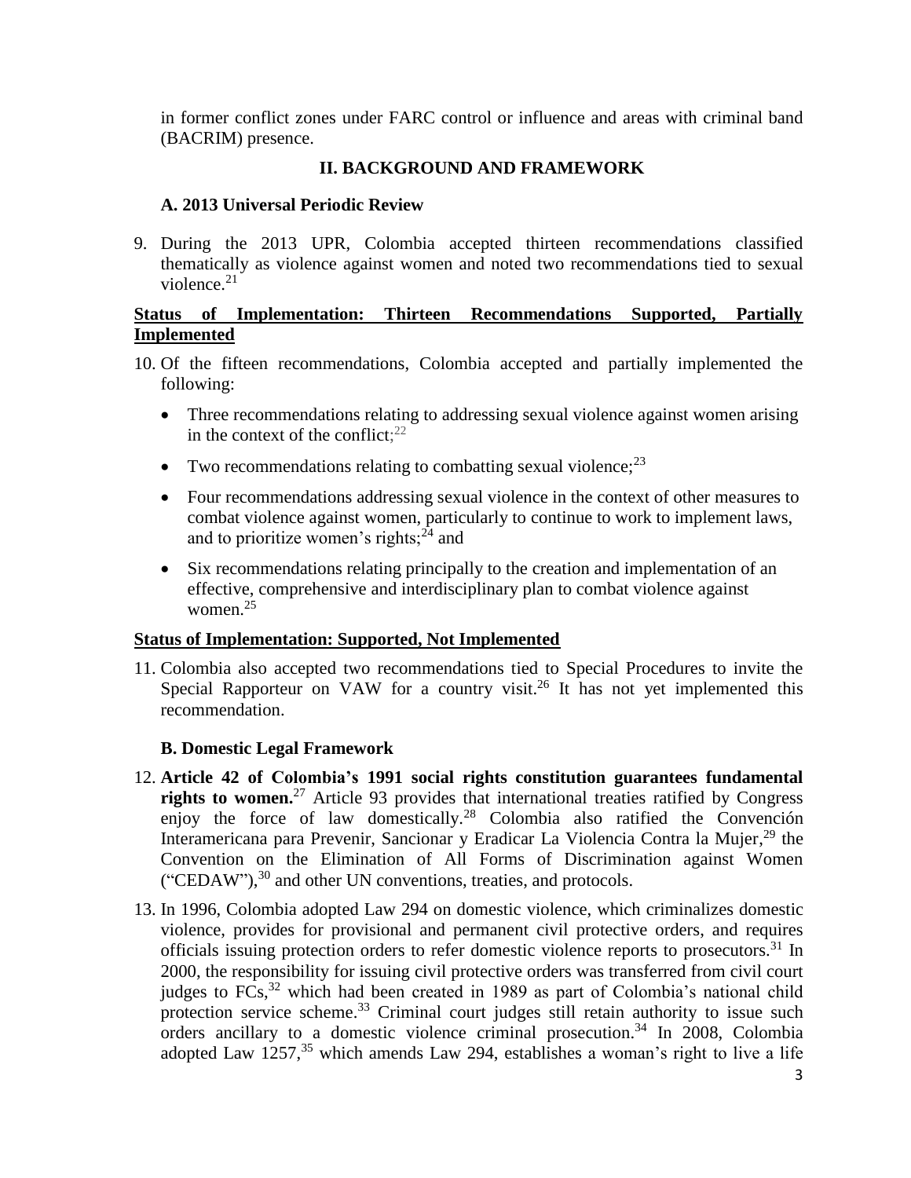in former conflict zones under FARC control or influence and areas with criminal band (BACRIM) presence.

## II. BACKGROUND AND FRAMEWORK

### A. 2013 Universal Periodic Review

9. During the 2013 UPR, Colombia accepted thirteen recommendations classified thematically as violence against women and noted two recommendations tied to sexual violence.[21]

**Status of Implementation: Thirteen Recommendations Supported, Partially Implemented**

10. Of the fifteen recommendations, Colombia accepted and partially implemented the following:

    - Three recommendations relating to addressing sexual violence against women arising in the context of the conflict;[22]
    - Two recommendations relating to combatting sexual violence;[23]
    - Four recommendations addressing sexual violence in the context of other measures to combat violence against women, particularly to continue to work to implement laws, and to prioritize women's rights;[24] and
    - Six recommendations relating principally to the creation and implementation of an effective, comprehensive and interdisciplinary plan to combat violence against women.[25]

**Status of Implementation: Supported, Not Implemented**

11. Colombia also accepted two recommendations tied to Special Procedures to invite the Special Rapporteur on VAW for a country visit.[26] It has not yet implemented this recommendation.

### B. Domestic Legal Framework

12. **Article 42 of Colombia's 1991 social rights constitution guarantees fundamental rights to women.**[27] Article 93 provides that international treaties ratified by Congress enjoy the force of law domestically.[28] Colombia also ratified the Convención Interamericana para Prevenir, Sancionar y Eradicar La Violencia Contra la Mujer,[29] the Convention on the Elimination of All Forms of Discrimination against Women ("CEDAW"),[30] and other UN conventions, treaties, and protocols.

13. In 1996, Colombia adopted Law 294 on domestic violence, which criminalizes domestic violence, provides for provisional and permanent civil protective orders, and requires officials issuing protection orders to refer domestic violence reports to prosecutors.[31] In 2000, the responsibility for issuing civil protective orders was transferred from civil court judges to FCs,[32] which had been created in 1989 as part of Colombia's national child protection service scheme.[33] Criminal court judges still retain authority to issue such orders ancillary to a domestic violence criminal prosecution.[34] In 2008, Colombia adopted Law 1257,[35] which amends Law 294, establishes a woman's right to live a life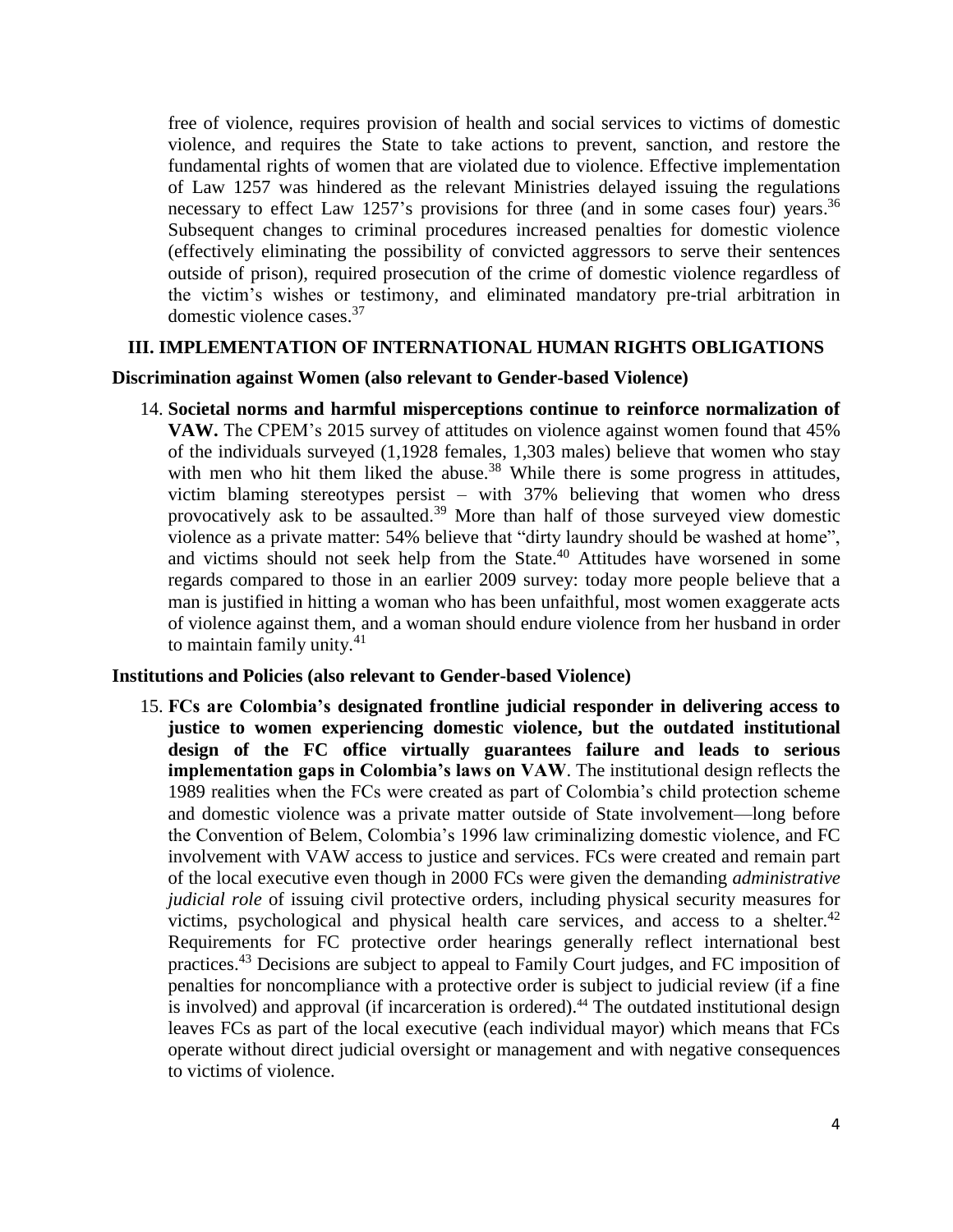free of violence, requires provision of health and social services to victims of domestic violence, and requires the State to take actions to prevent, sanction, and restore the fundamental rights of women that are violated due to violence. Effective implementation of Law 1257 was hindered as the relevant Ministries delayed issuing the regulations necessary to effect Law 1257's provisions for three (and in some cases four) years.[36] Subsequent changes to criminal procedures increased penalties for domestic violence (effectively eliminating the possibility of convicted aggressors to serve their sentences outside of prison), required prosecution of the crime of domestic violence regardless of the victim's wishes or testimony, and eliminated mandatory pre-trial arbitration in domestic violence cases.[37]

## III. IMPLEMENTATION OF INTERNATIONAL HUMAN RIGHTS OBLIGATIONS

### Discrimination against Women (also relevant to Gender-based Violence)

14. **Societal norms and harmful misperceptions continue to reinforce normalization of VAW.** The CPEM's 2015 survey of attitudes on violence against women found that 45% of the individuals surveyed (1,1928 females, 1,303 males) believe that women who stay with men who hit them liked the abuse.[38] While there is some progress in attitudes, victim blaming stereotypes persist – with 37% believing that women who dress provocatively ask to be assaulted.[39] More than half of those surveyed view domestic violence as a private matter: 54% believe that "dirty laundry should be washed at home", and victims should not seek help from the State.[40] Attitudes have worsened in some regards compared to those in an earlier 2009 survey: today more people believe that a man is justified in hitting a woman who has been unfaithful, most women exaggerate acts of violence against them, and a woman should endure violence from her husband in order to maintain family unity.[41]

### Institutions and Policies (also relevant to Gender-based Violence)

15. **FCs are Colombia's designated frontline judicial responder in delivering access to justice to women experiencing domestic violence, but the outdated institutional design of the FC office virtually guarantees failure and leads to serious implementation gaps in Colombia's laws on VAW**. The institutional design reflects the 1989 realities when the FCs were created as part of Colombia's child protection scheme and domestic violence was a private matter outside of State involvement—long before the Convention of Belem, Colombia's 1996 law criminalizing domestic violence, and FC involvement with VAW access to justice and services. FCs were created and remain part of the local executive even though in 2000 FCs were given the demanding *administrative judicial role* of issuing civil protective orders, including physical security measures for victims, psychological and physical health care services, and access to a shelter.[42] Requirements for FC protective order hearings generally reflect international best practices.[43] Decisions are subject to appeal to Family Court judges, and FC imposition of penalties for noncompliance with a protective order is subject to judicial review (if a fine is involved) and approval (if incarceration is ordered).[44] The outdated institutional design leaves FCs as part of the local executive (each individual mayor) which means that FCs operate without direct judicial oversight or management and with negative consequences to victims of violence.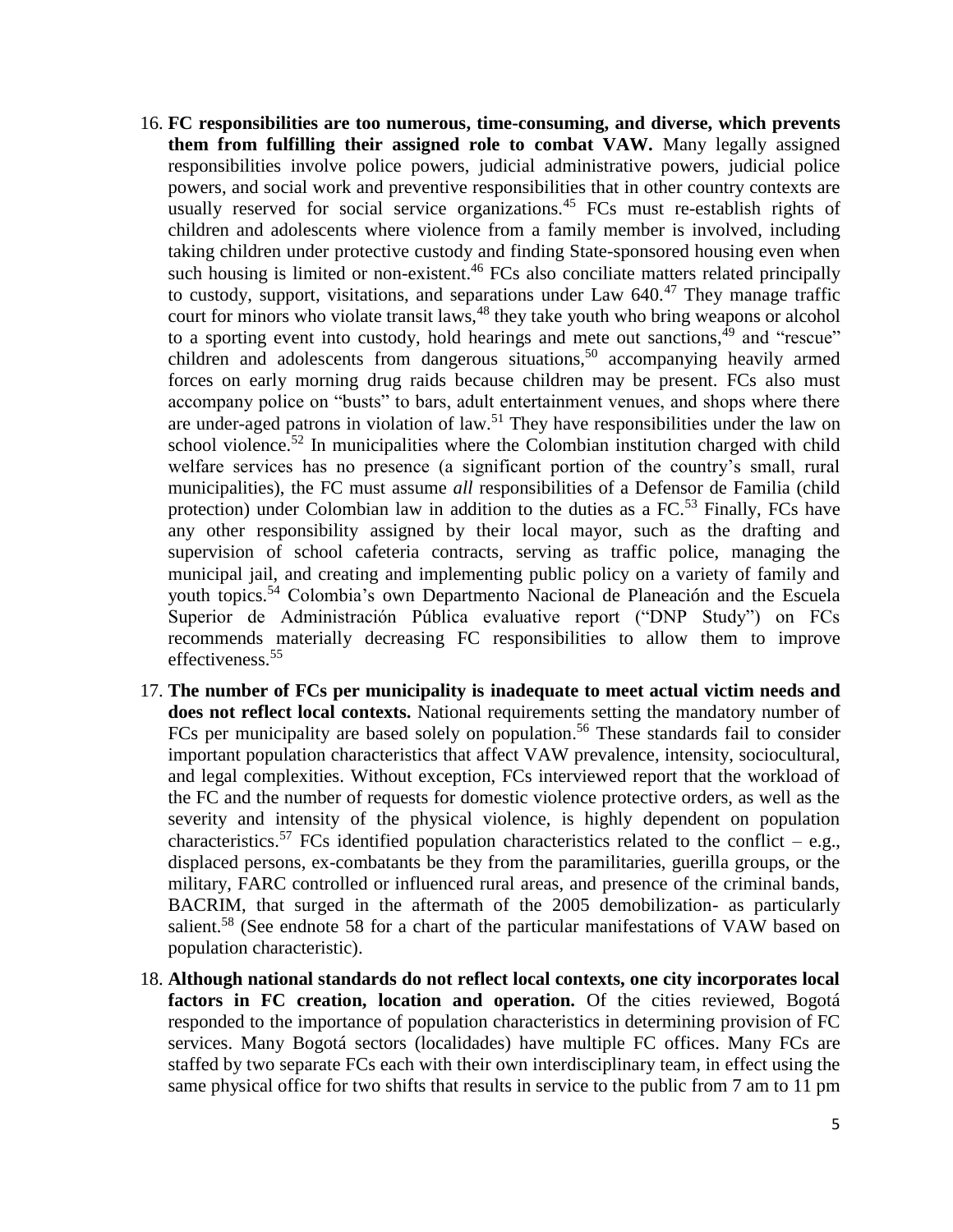16. **FC responsibilities are too numerous, time-consuming, and diverse, which prevents them from fulfilling their assigned role to combat VAW.** Many legally assigned responsibilities involve police powers, judicial administrative powers, judicial police powers, and social work and preventive responsibilities that in other country contexts are usually reserved for social service organizations.[45] FCs must re-establish rights of children and adolescents where violence from a family member is involved, including taking children under protective custody and finding State-sponsored housing even when such housing is limited or non-existent.[46] FCs also conciliate matters related principally to custody, support, visitations, and separations under Law 640.[47] They manage traffic court for minors who violate transit laws,[48] they take youth who bring weapons or alcohol to a sporting event into custody, hold hearings and mete out sanctions,[49] and "rescue" children and adolescents from dangerous situations,[50] accompanying heavily armed forces on early morning drug raids because children may be present. FCs also must accompany police on "busts" to bars, adult entertainment venues, and shops where there are under-aged patrons in violation of law.[51] They have responsibilities under the law on school violence.[52] In municipalities where the Colombian institution charged with child welfare services has no presence (a significant portion of the country's small, rural municipalities), the FC must assume *all* responsibilities of a Defensor de Familia (child protection) under Colombian law in addition to the duties as a FC.[53] Finally, FCs have any other responsibility assigned by their local mayor, such as the drafting and supervision of school cafeteria contracts, serving as traffic police, managing the municipal jail, and creating and implementing public policy on a variety of family and youth topics.[54] Colombia's own Departmento Nacional de Planeación and the Escuela Superior de Administración Pública evaluative report ("DNP Study") on FCs recommends materially decreasing FC responsibilities to allow them to improve effectiveness.[55]

17. **The number of FCs per municipality is inadequate to meet actual victim needs and does not reflect local contexts.** National requirements setting the mandatory number of FCs per municipality are based solely on population.[56] These standards fail to consider important population characteristics that affect VAW prevalence, intensity, sociocultural, and legal complexities. Without exception, FCs interviewed report that the workload of the FC and the number of requests for domestic violence protective orders, as well as the severity and intensity of the physical violence, is highly dependent on population characteristics.[57] FCs identified population characteristics related to the conflict – e.g., displaced persons, ex-combatants be they from the paramilitaries, guerilla groups, or the military, FARC controlled or influenced rural areas, and presence of the criminal bands, BACRIM, that surged in the aftermath of the 2005 demobilization- as particularly salient.[58] (See endnote 58 for a chart of the particular manifestations of VAW based on population characteristic).

18. **Although national standards do not reflect local contexts, one city incorporates local factors in FC creation, location and operation.** Of the cities reviewed, Bogotá responded to the importance of population characteristics in determining provision of FC services. Many Bogotá sectors (localidades) have multiple FC offices. Many FCs are staffed by two separate FCs each with their own interdisciplinary team, in effect using the same physical office for two shifts that results in service to the public from 7 am to 11 pm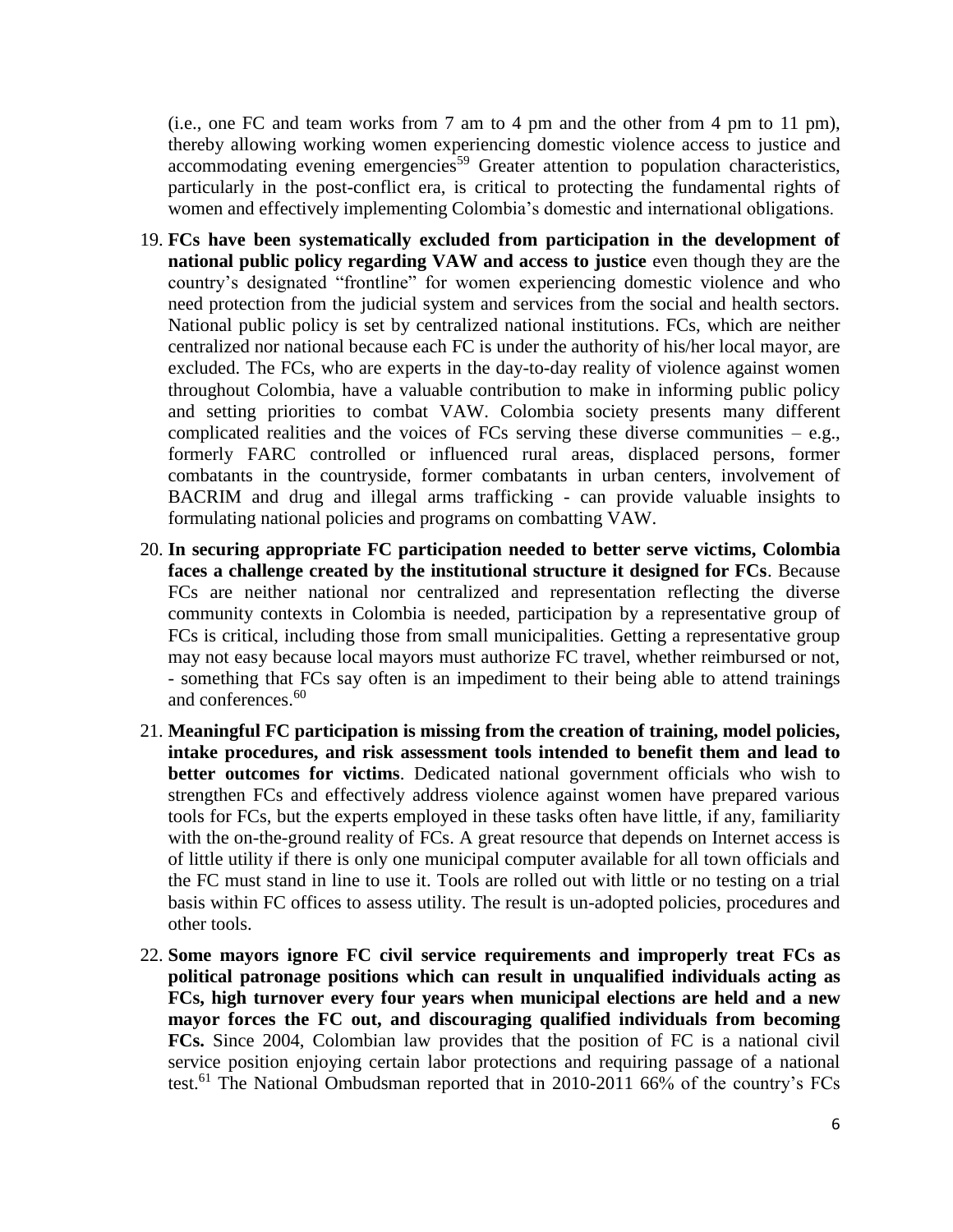(i.e., one FC and team works from 7 am to 4 pm and the other from 4 pm to 11 pm), thereby allowing working women experiencing domestic violence access to justice and accommodating evening emergencies[59] Greater attention to population characteristics, particularly in the post-conflict era, is critical to protecting the fundamental rights of women and effectively implementing Colombia's domestic and international obligations.

19. **FCs have been systematically excluded from participation in the development of national public policy regarding VAW and access to justice** even though they are the country's designated "frontline" for women experiencing domestic violence and who need protection from the judicial system and services from the social and health sectors. National public policy is set by centralized national institutions. FCs, which are neither centralized nor national because each FC is under the authority of his/her local mayor, are excluded. The FCs, who are experts in the day-to-day reality of violence against women throughout Colombia, have a valuable contribution to make in informing public policy and setting priorities to combat VAW. Colombia society presents many different complicated realities and the voices of FCs serving these diverse communities – e.g., formerly FARC controlled or influenced rural areas, displaced persons, former combatants in the countryside, former combatants in urban centers, involvement of BACRIM and drug and illegal arms trafficking - can provide valuable insights to formulating national policies and programs on combatting VAW.

20. **In securing appropriate FC participation needed to better serve victims, Colombia faces a challenge created by the institutional structure it designed for FCs**. Because FCs are neither national nor centralized and representation reflecting the diverse community contexts in Colombia is needed, participation by a representative group of FCs is critical, including those from small municipalities. Getting a representative group may not easy because local mayors must authorize FC travel, whether reimbursed or not, - something that FCs say often is an impediment to their being able to attend trainings and conferences.[60]

21. **Meaningful FC participation is missing from the creation of training, model policies, intake procedures, and risk assessment tools intended to benefit them and lead to better outcomes for victims**. Dedicated national government officials who wish to strengthen FCs and effectively address violence against women have prepared various tools for FCs, but the experts employed in these tasks often have little, if any, familiarity with the on-the-ground reality of FCs. A great resource that depends on Internet access is of little utility if there is only one municipal computer available for all town officials and the FC must stand in line to use it. Tools are rolled out with little or no testing on a trial basis within FC offices to assess utility. The result is un-adopted policies, procedures and other tools.

22. **Some mayors ignore FC civil service requirements and improperly treat FCs as political patronage positions which can result in unqualified individuals acting as FCs, high turnover every four years when municipal elections are held and a new mayor forces the FC out, and discouraging qualified individuals from becoming FCs.** Since 2004, Colombian law provides that the position of FC is a national civil service position enjoying certain labor protections and requiring passage of a national test.[61] The National Ombudsman reported that in 2010-2011 66% of the country's FCs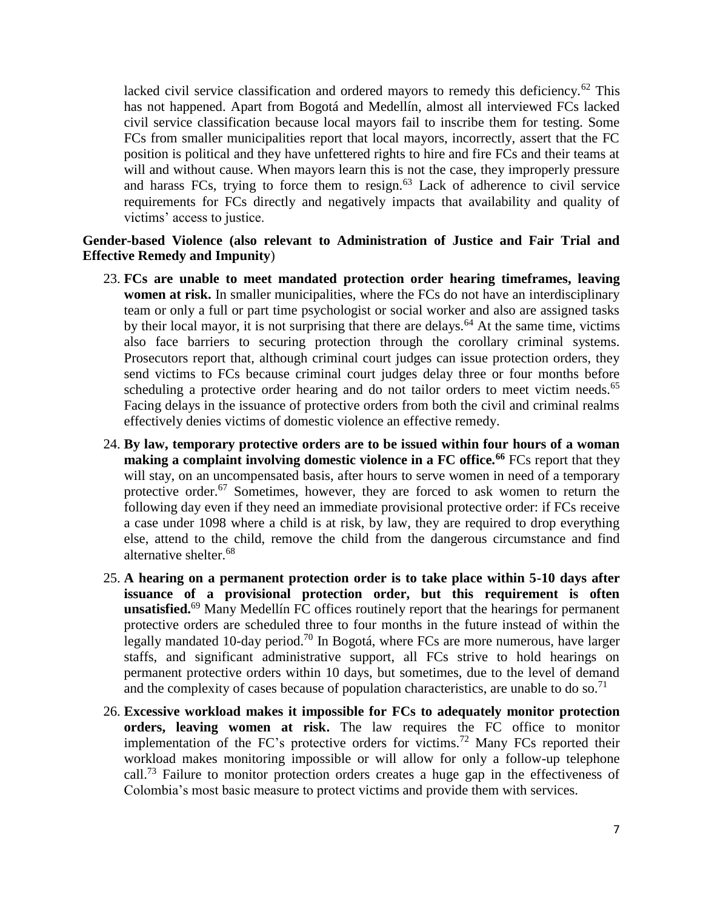lacked civil service classification and ordered mayors to remedy this deficiency.[62] This has not happened. Apart from Bogotá and Medellín, almost all interviewed FCs lacked civil service classification because local mayors fail to inscribe them for testing. Some FCs from smaller municipalities report that local mayors, incorrectly, assert that the FC position is political and they have unfettered rights to hire and fire FCs and their teams at will and without cause. When mayors learn this is not the case, they improperly pressure and harass FCs, trying to force them to resign.[63] Lack of adherence to civil service requirements for FCs directly and negatively impacts that availability and quality of victims' access to justice.

**Gender-based Violence (also relevant to Administration of Justice and Fair Trial and Effective Remedy and Impunity**)

23. **FCs are unable to meet mandated protection order hearing timeframes, leaving women at risk.** In smaller municipalities, where the FCs do not have an interdisciplinary team or only a full or part time psychologist or social worker and also are assigned tasks by their local mayor, it is not surprising that there are delays.[64] At the same time, victims also face barriers to securing protection through the corollary criminal systems. Prosecutors report that, although criminal court judges can issue protection orders, they send victims to FCs because criminal court judges delay three or four months before scheduling a protective order hearing and do not tailor orders to meet victim needs.[65] Facing delays in the issuance of protective orders from both the civil and criminal realms effectively denies victims of domestic violence an effective remedy.

24. **By law, temporary protective orders are to be issued within four hours of a woman making a complaint involving domestic violence in a FC office.[66]** FCs report that they will stay, on an uncompensated basis, after hours to serve women in need of a temporary protective order.[67] Sometimes, however, they are forced to ask women to return the following day even if they need an immediate provisional protective order: if FCs receive a case under 1098 where a child is at risk, by law, they are required to drop everything else, attend to the child, remove the child from the dangerous circumstance and find alternative shelter.[68]

25. **A hearing on a permanent protection order is to take place within 5-10 days after issuance of a provisional protection order, but this requirement is often unsatisfied.**[69] Many Medellín FC offices routinely report that the hearings for permanent protective orders are scheduled three to four months in the future instead of within the legally mandated 10-day period.[70] In Bogotá, where FCs are more numerous, have larger staffs, and significant administrative support, all FCs strive to hold hearings on permanent protective orders within 10 days, but sometimes, due to the level of demand and the complexity of cases because of population characteristics, are unable to do so.[71]

26. **Excessive workload makes it impossible for FCs to adequately monitor protection orders, leaving women at risk.** The law requires the FC office to monitor implementation of the FC's protective orders for victims.[72] Many FCs reported their workload makes monitoring impossible or will allow for only a follow-up telephone call.[73] Failure to monitor protection orders creates a huge gap in the effectiveness of Colombia's most basic measure to protect victims and provide them with services.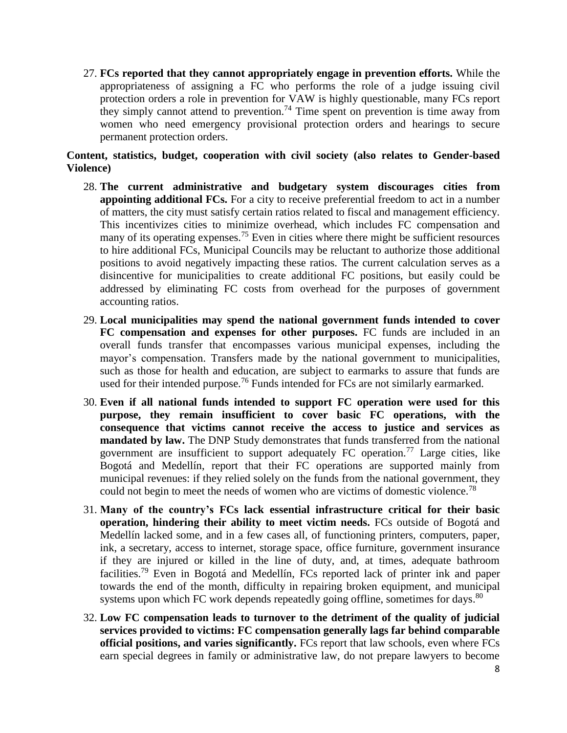27. **FCs reported that they cannot appropriately engage in prevention efforts.** While the appropriateness of assigning a FC who performs the role of a judge issuing civil protection orders a role in prevention for VAW is highly questionable, many FCs report they simply cannot attend to prevention.[74] Time spent on prevention is time away from women who need emergency provisional protection orders and hearings to secure permanent protection orders.

**Content, statistics, budget, cooperation with civil society (also relates to Gender-based Violence)**

28. **The current administrative and budgetary system discourages cities from appointing additional FCs.** For a city to receive preferential freedom to act in a number of matters, the city must satisfy certain ratios related to fiscal and management efficiency. This incentivizes cities to minimize overhead, which includes FC compensation and many of its operating expenses.[75] Even in cities where there might be sufficient resources to hire additional FCs, Municipal Councils may be reluctant to authorize those additional positions to avoid negatively impacting these ratios. The current calculation serves as a disincentive for municipalities to create additional FC positions, but easily could be addressed by eliminating FC costs from overhead for the purposes of government accounting ratios.

29. **Local municipalities may spend the national government funds intended to cover FC compensation and expenses for other purposes.** FC funds are included in an overall funds transfer that encompasses various municipal expenses, including the mayor's compensation. Transfers made by the national government to municipalities, such as those for health and education, are subject to earmarks to assure that funds are used for their intended purpose.[76] Funds intended for FCs are not similarly earmarked.

30. **Even if all national funds intended to support FC operation were used for this purpose, they remain insufficient to cover basic FC operations, with the consequence that victims cannot receive the access to justice and services as mandated by law.** The DNP Study demonstrates that funds transferred from the national government are insufficient to support adequately FC operation.[77] Large cities, like Bogotá and Medellín, report that their FC operations are supported mainly from municipal revenues: if they relied solely on the funds from the national government, they could not begin to meet the needs of women who are victims of domestic violence.[78]

31. **Many of the country's FCs lack essential infrastructure critical for their basic operation, hindering their ability to meet victim needs.** FCs outside of Bogotá and Medellín lacked some, and in a few cases all, of functioning printers, computers, paper, ink, a secretary, access to internet, storage space, office furniture, government insurance if they are injured or killed in the line of duty, and, at times, adequate bathroom facilities.[79] Even in Bogotá and Medellín, FCs reported lack of printer ink and paper towards the end of the month, difficulty in repairing broken equipment, and municipal systems upon which FC work depends repeatedly going offline, sometimes for days.[80]

32. **Low FC compensation leads to turnover to the detriment of the quality of judicial services provided to victims: FC compensation generally lags far behind comparable official positions, and varies significantly.** FCs report that law schools, even where FCs earn special degrees in family or administrative law, do not prepare lawyers to become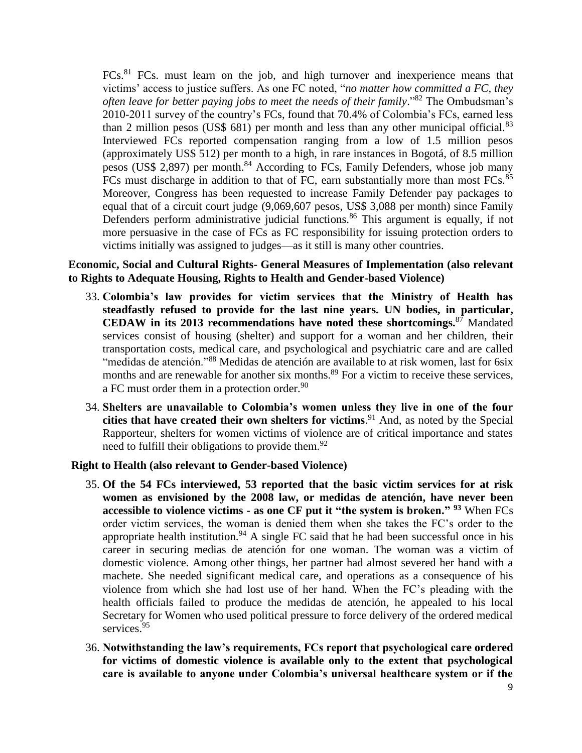FCs.[81] FCs. must learn on the job, and high turnover and inexperience means that victims' access to justice suffers. As one FC noted, "*no matter how committed a FC, they often leave for better paying jobs to meet the needs of their family*."[82] The Ombudsman's 2010-2011 survey of the country's FCs, found that 70.4% of Colombia's FCs, earned less than 2 million pesos (US$ 681) per month and less than any other municipal official.[83] Interviewed FCs reported compensation ranging from a low of 1.5 million pesos (approximately US$ 512) per month to a high, in rare instances in Bogotá, of 8.5 million pesos (US$ 2,897) per month.[84] According to FCs, Family Defenders, whose job many FCs must discharge in addition to that of FC, earn substantially more than most FCs.[85] Moreover, Congress has been requested to increase Family Defender pay packages to equal that of a circuit court judge (9,069,607 pesos, US$ 3,088 per month) since Family Defenders perform administrative judicial functions.[86] This argument is equally, if not more persuasive in the case of FCs as FC responsibility for issuing protection orders to victims initially was assigned to judges—as it still is many other countries.

**Economic, Social and Cultural Rights- General Measures of Implementation (also relevant to Rights to Adequate Housing, Rights to Health and Gender-based Violence)**

33. **Colombia's law provides for victim services that the Ministry of Health has steadfastly refused to provide for the last nine years. UN bodies, in particular, CEDAW in its 2013 recommendations have noted these shortcomings.**[87] Mandated services consist of housing (shelter) and support for a woman and her children, their transportation costs, medical care, and psychological and psychiatric care and are called "medidas de atención."[88] Medidas de atención are available to at risk women, last for 6six months and are renewable for another six months.[89] For a victim to receive these services, a FC must order them in a protection order.[90]

34. **Shelters are unavailable to Colombia's women unless they live in one of the four cities that have created their own shelters for victims**.[91] And, as noted by the Special Rapporteur, shelters for women victims of violence are of critical importance and states need to fulfill their obligations to provide them.[92]

**Right to Health (also relevant to Gender-based Violence)**

35. **Of the 54 FCs interviewed, 53 reported that the basic victim services for at risk women as envisioned by the 2008 law, or medidas de atención, have never been accessible to violence victims - as one CF put it "the system is broken."** [93] When FCs order victim services, the woman is denied them when she takes the FC's order to the appropriate health institution.[94] A single FC said that he had been successful once in his career in securing medias de atención for one woman. The woman was a victim of domestic violence. Among other things, her partner had almost severed her hand with a machete. She needed significant medical care, and operations as a consequence of his violence from which she had lost use of her hand. When the FC's pleading with the health officials failed to produce the medidas de atención, he appealed to his local Secretary for Women who used political pressure to force delivery of the ordered medical services.[95]

36. **Notwithstanding the law's requirements, FCs report that psychological care ordered for victims of domestic violence is available only to the extent that psychological care is available to anyone under Colombia's universal healthcare system or if the**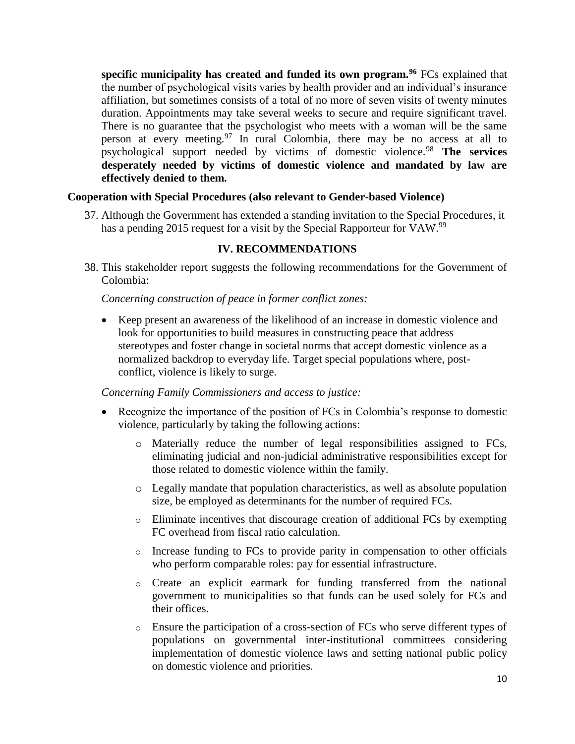**specific municipality has created and funded its own program.**[96] FCs explained that the number of psychological visits varies by health provider and an individual's insurance affiliation, but sometimes consists of a total of no more of seven visits of twenty minutes duration. Appointments may take several weeks to secure and require significant travel. There is no guarantee that the psychologist who meets with a woman will be the same person at every meeting.[97] In rural Colombia, there may be no access at all to psychological support needed by victims of domestic violence.[98] **The services desperately needed by victims of domestic violence and mandated by law are effectively denied to them.**

### Cooperation with Special Procedures (also relevant to Gender-based Violence)

37. Although the Government has extended a standing invitation to the Special Procedures, it has a pending 2015 request for a visit by the Special Rapporteur for VAW.[99]

## IV. RECOMMENDATIONS

38. This stakeholder report suggests the following recommendations for the Government of Colombia:

*Concerning construction of peace in former conflict zones:*

- Keep present an awareness of the likelihood of an increase in domestic violence and look for opportunities to build measures in constructing peace that address stereotypes and foster change in societal norms that accept domestic violence as a normalized backdrop to everyday life. Target special populations where, post-conflict, violence is likely to surge.

*Concerning Family Commissioners and access to justice:*

- Recognize the importance of the position of FCs in Colombia's response to domestic violence, particularly by taking the following actions:
  - Materially reduce the number of legal responsibilities assigned to FCs, eliminating judicial and non-judicial administrative responsibilities except for those related to domestic violence within the family.
  - Legally mandate that population characteristics, as well as absolute population size, be employed as determinants for the number of required FCs.
  - Eliminate incentives that discourage creation of additional FCs by exempting FC overhead from fiscal ratio calculation.
  - Increase funding to FCs to provide parity in compensation to other officials who perform comparable roles: pay for essential infrastructure.
  - Create an explicit earmark for funding transferred from the national government to municipalities so that funds can be used solely for FCs and their offices.
  - Ensure the participation of a cross-section of FCs who serve different types of populations on governmental inter-institutional committees considering implementation of domestic violence laws and setting national public policy on domestic violence and priorities.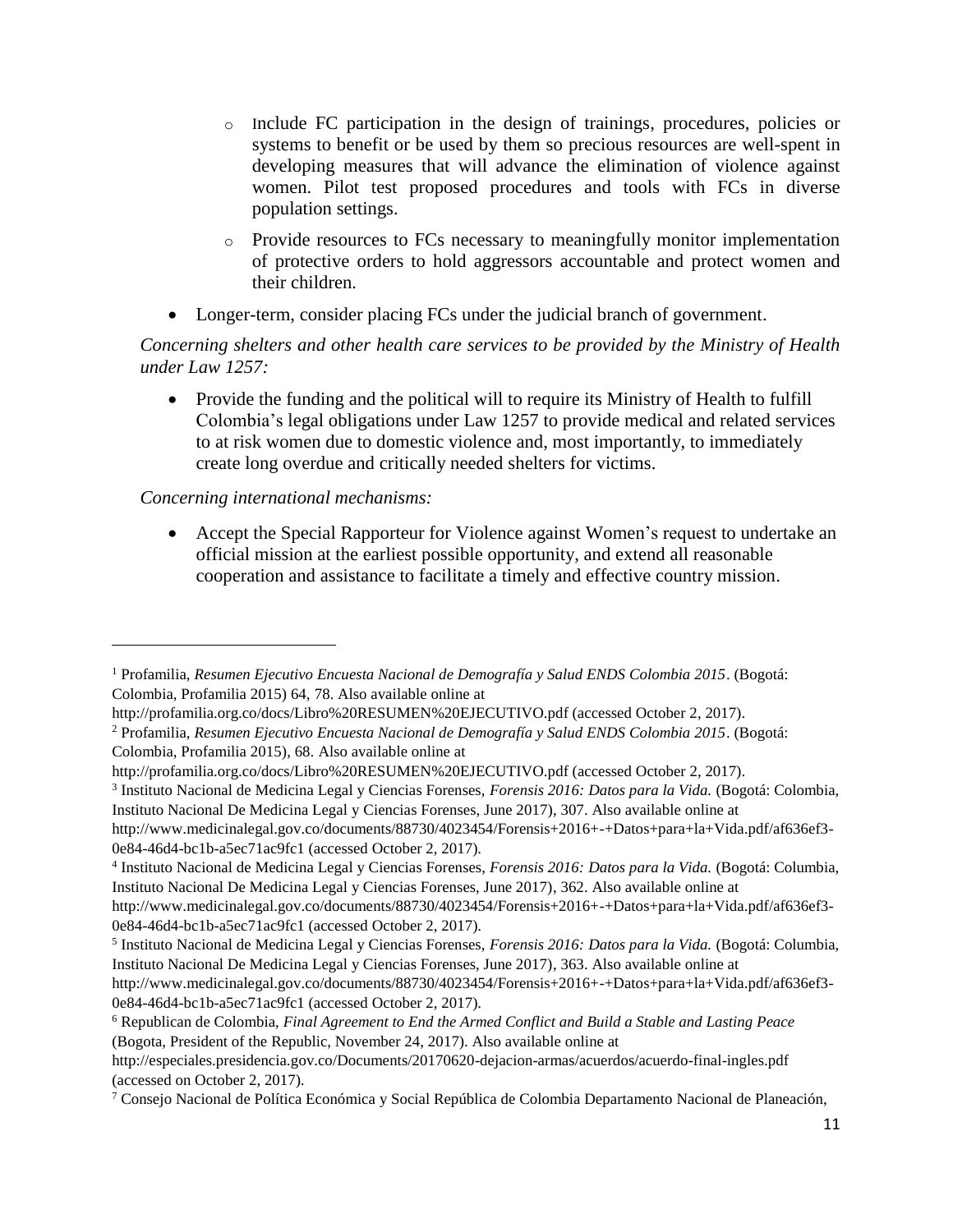- Include FC participation in the design of trainings, procedures, policies or systems to benefit or be used by them so precious resources are well-spent in developing measures that will advance the elimination of violence against women. Pilot test proposed procedures and tools with FCs in diverse population settings.
- Provide resources to FCs necessary to meaningfully monitor implementation of protective orders to hold aggressors accountable and protect women and their children.

- Longer-term, consider placing FCs under the judicial branch of government.

*Concerning shelters and other health care services to be provided by the Ministry of Health under Law 1257:*

- Provide the funding and the political will to require its Ministry of Health to fulfill Colombia's legal obligations under Law 1257 to provide medical and related services to at risk women due to domestic violence and, most importantly, to immediately create long overdue and critically needed shelters for victims.

*Concerning international mechanisms:*

- Accept the Special Rapporteur for Violence against Women's request to undertake an official mission at the earliest possible opportunity, and extend all reasonable cooperation and assistance to facilitate a timely and effective country mission.

---

[1] Profamilia, *Resumen Ejecutivo Encuesta Nacional de Demografía y Salud ENDS Colombia 2015*. (Bogotá: Colombia, Profamilia 2015) 64, 78. Also available online at http://profamilia.org.co/docs/Libro%20RESUMEN%20EJECUTIVO.pdf (accessed October 2, 2017).

[2] Profamilia, *Resumen Ejecutivo Encuesta Nacional de Demografía y Salud ENDS Colombia 2015*. (Bogotá: Colombia, Profamilia 2015), 68. Also available online at http://profamilia.org.co/docs/Libro%20RESUMEN%20EJECUTIVO.pdf (accessed October 2, 2017).

[3] Instituto Nacional de Medicina Legal y Ciencias Forenses, *Forensis 2016: Datos para la Vida.* (Bogotá: Colombia, Instituto Nacional De Medicina Legal y Ciencias Forenses, June 2017), 307. Also available online at http://www.medicinalegal.gov.co/documents/88730/4023454/Forensis+2016+-+Datos+para+la+Vida.pdf/af636ef3-0e84-46d4-bc1b-a5ec71ac9fc1 (accessed October 2, 2017).

[4] Instituto Nacional de Medicina Legal y Ciencias Forenses, *Forensis 2016: Datos para la Vida.* (Bogotá: Columbia, Instituto Nacional De Medicina Legal y Ciencias Forenses, June 2017), 362. Also available online at http://www.medicinalegal.gov.co/documents/88730/4023454/Forensis+2016+-+Datos+para+la+Vida.pdf/af636ef3-0e84-46d4-bc1b-a5ec71ac9fc1 (accessed October 2, 2017).

[5] Instituto Nacional de Medicina Legal y Ciencias Forenses, *Forensis 2016: Datos para la Vida.* (Bogotá: Columbia, Instituto Nacional De Medicina Legal y Ciencias Forenses, June 2017), 363. Also available online at http://www.medicinalegal.gov.co/documents/88730/4023454/Forensis+2016+-+Datos+para+la+Vida.pdf/af636ef3-0e84-46d4-bc1b-a5ec71ac9fc1 (accessed October 2, 2017).

[6] Republican de Colombia, *Final Agreement to End the Armed Conflict and Build a Stable and Lasting Peace* (Bogota, President of the Republic, November 24, 2017). Also available online at http://especiales.presidencia.gov.co/Documents/20170620-dejacion-armas/acuerdos/acuerdo-final-ingles.pdf (accessed on October 2, 2017).

[7] Consejo Nacional de Política Económica y Social República de Colombia Departamento Nacional de Planeación,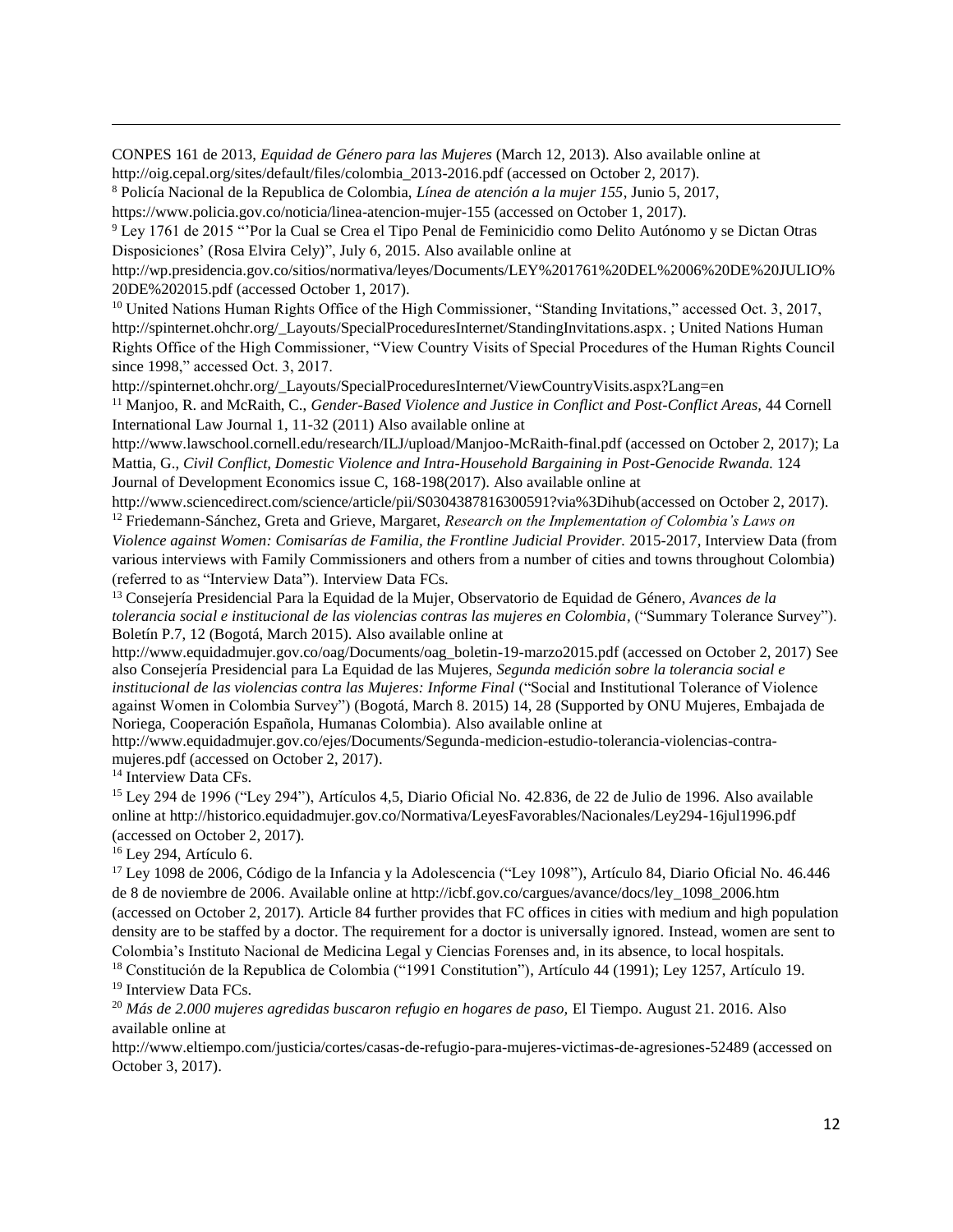CONPES 161 de 2013, *Equidad de Género para las Mujeres* (March 12, 2013). Also available online at http://oig.cepal.org/sites/default/files/colombia_2013-2016.pdf (accessed on October 2, 2017).

[8] Policía Nacional de la Republica de Colombia, *Línea de atención a la mujer 155*, Junio 5, 2017, https://www.policia.gov.co/noticia/linea-atencion-mujer-155 (accessed on October 1, 2017).

[9] Ley 1761 de 2015 "'Por la Cual se Crea el Tipo Penal de Feminicidio como Delito Autónomo y se Dictan Otras Disposiciones' (Rosa Elvira Cely)", July 6, 2015. Also available online at http://wp.presidencia.gov.co/sitios/normativa/leyes/Documents/LEY%201761%20DEL%2006%20DE%20JULIO%20DE%202015.pdf (accessed October 1, 2017).

[10] United Nations Human Rights Office of the High Commissioner, "Standing Invitations," accessed Oct. 3, 2017, http://spinternet.ohchr.org/_Layouts/SpecialProceduresInternet/StandingInvitations.aspx. ; United Nations Human Rights Office of the High Commissioner, "View Country Visits of Special Procedures of the Human Rights Council since 1998," accessed Oct. 3, 2017. http://spinternet.ohchr.org/_Layouts/SpecialProceduresInternet/ViewCountryVisits.aspx?Lang=en

[11] Manjoo, R. and McRaith, C., *Gender-Based Violence and Justice in Conflict and Post-Conflict Areas,* 44 Cornell International Law Journal 1, 11-32 (2011) Also available online at http://www.lawschool.cornell.edu/research/ILJ/upload/Manjoo-McRaith-final.pdf (accessed on October 2, 2017); La Mattia, G., *Civil Conflict, Domestic Violence and Intra-Household Bargaining in Post-Genocide Rwanda.* 124 Journal of Development Economics issue C, 168-198(2017). Also available online at http://www.sciencedirect.com/science/article/pii/S0304387816300591?via%3Dihub(accessed on October 2, 2017).

[12] Friedemann-Sánchez, Greta and Grieve, Margaret, *Research on the Implementation of Colombia's Laws on Violence against Women: Comisarías de Familia, the Frontline Judicial Provider.* 2015-2017, Interview Data (from various interviews with Family Commissioners and others from a number of cities and towns throughout Colombia) (referred to as "Interview Data"). Interview Data FCs.

[13] Consejería Presidencial Para la Equidad de la Mujer, Observatorio de Equidad de Género, *Avances de la tolerancia social e institucional de las violencias contras las mujeres en Colombia*, ("Summary Tolerance Survey"). Boletín P.7, 12 (Bogotá, March 2015). Also available online at http://www.equidadmujer.gov.co/oag/Documents/oag_boletin-19-marzo2015.pdf (accessed on October 2, 2017) See also Consejería Presidencial para La Equidad de las Mujeres, *Segunda medición sobre la tolerancia social e institucional de las violencias contra las Mujeres: Informe Final* ("Social and Institutional Tolerance of Violence against Women in Colombia Survey") (Bogotá, March 8. 2015) 14, 28 (Supported by ONU Mujeres, Embajada de Noriega, Cooperación Española, Humanas Colombia). Also available online at http://www.equidadmujer.gov.co/ejes/Documents/Segunda-medicion-estudio-tolerancia-violencias-contra-mujeres.pdf (accessed on October 2, 2017).

[14] Interview Data CFs.

[15] Ley 294 de 1996 ("Ley 294"), Artículos 4,5, Diario Oficial No. 42.836, de 22 de Julio de 1996. Also available online at http://historico.equidadmujer.gov.co/Normativa/LeyesFavorables/Nacionales/Ley294-16jul1996.pdf (accessed on October 2, 2017).

[16] Ley 294, Artículo 6.

[17] Ley 1098 de 2006, Código de la Infancia y la Adolescencia ("Ley 1098"), Artículo 84, Diario Oficial No. 46.446 de 8 de noviembre de 2006. Available online at http://icbf.gov.co/cargues/avance/docs/ley_1098_2006.htm (accessed on October 2, 2017). Article 84 further provides that FC offices in cities with medium and high population density are to be staffed by a doctor. The requirement for a doctor is universally ignored. Instead, women are sent to Colombia's Instituto Nacional de Medicina Legal y Ciencias Forenses and, in its absence, to local hospitals.

[18] Constitución de la Republica de Colombia ("1991 Constitution"), Artículo 44 (1991); Ley 1257, Artículo 19.

[19] Interview Data FCs.

[20] *Más de 2.000 mujeres agredidas buscaron refugio en hogares de paso,* El Tiempo. August 21. 2016. Also available online at http://www.eltiempo.com/justicia/cortes/casas-de-refugio-para-mujeres-victimas-de-agresiones-52489 (accessed on October 3, 2017).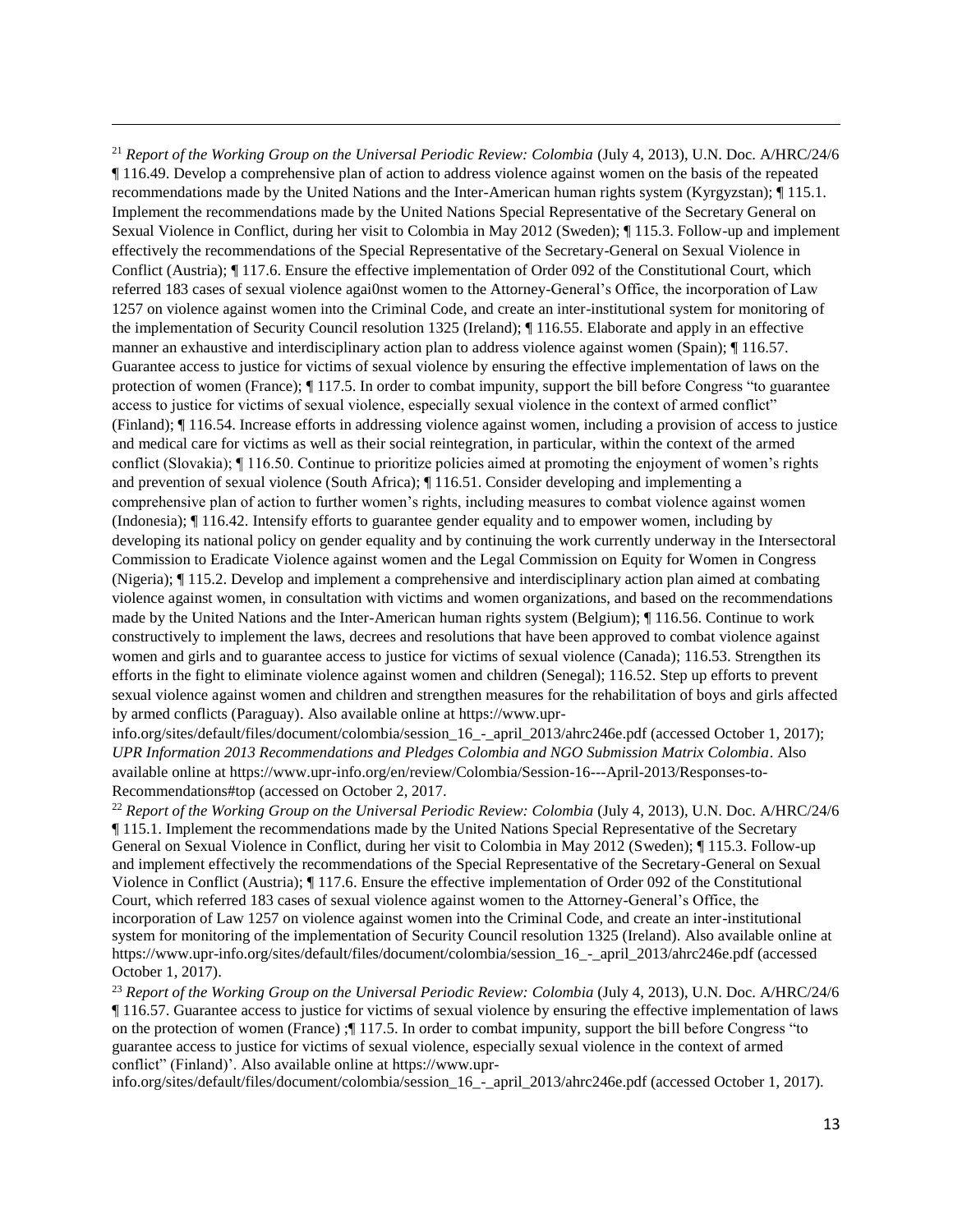[21] *Report of the Working Group on the Universal Periodic Review: Colombia* (July 4, 2013), U.N. Doc. A/HRC/24/6 ¶ 116.49. Develop a comprehensive plan of action to address violence against women on the basis of the repeated recommendations made by the United Nations and the Inter-American human rights system (Kyrgyzstan); ¶ 115.1. Implement the recommendations made by the United Nations Special Representative of the Secretary General on Sexual Violence in Conflict, during her visit to Colombia in May 2012 (Sweden); ¶ 115.3. Follow-up and implement effectively the recommendations of the Special Representative of the Secretary-General on Sexual Violence in Conflict (Austria); ¶ 117.6. Ensure the effective implementation of Order 092 of the Constitutional Court, which referred 183 cases of sexual violence agai0nst women to the Attorney-General's Office, the incorporation of Law 1257 on violence against women into the Criminal Code, and create an inter-institutional system for monitoring of the implementation of Security Council resolution 1325 (Ireland); ¶ 116.55. Elaborate and apply in an effective manner an exhaustive and interdisciplinary action plan to address violence against women (Spain); ¶ 116.57. Guarantee access to justice for victims of sexual violence by ensuring the effective implementation of laws on the protection of women (France); ¶ 117.5. In order to combat impunity, support the bill before Congress "to guarantee access to justice for victims of sexual violence, especially sexual violence in the context of armed conflict" (Finland); ¶ 116.54. Increase efforts in addressing violence against women, including a provision of access to justice and medical care for victims as well as their social reintegration, in particular, within the context of the armed conflict (Slovakia); ¶ 116.50. Continue to prioritize policies aimed at promoting the enjoyment of women's rights and prevention of sexual violence (South Africa); ¶ 116.51. Consider developing and implementing a comprehensive plan of action to further women's rights, including measures to combat violence against women (Indonesia); ¶ 116.42. Intensify efforts to guarantee gender equality and to empower women, including by developing its national policy on gender equality and by continuing the work currently underway in the Intersectoral Commission to Eradicate Violence against women and the Legal Commission on Equity for Women in Congress (Nigeria); ¶ 115.2. Develop and implement a comprehensive and interdisciplinary action plan aimed at combating violence against women, in consultation with victims and women organizations, and based on the recommendations made by the United Nations and the Inter-American human rights system (Belgium); ¶ 116.56. Continue to work constructively to implement the laws, decrees and resolutions that have been approved to combat violence against women and girls and to guarantee access to justice for victims of sexual violence (Canada); 116.53. Strengthen its efforts in the fight to eliminate violence against women and children (Senegal); 116.52. Step up efforts to prevent sexual violence against women and children and strengthen measures for the rehabilitation of boys and girls affected by armed conflicts (Paraguay). Also available online at https://www.upr-info.org/sites/default/files/document/colombia/session_16_-_april_2013/ahrc246e.pdf (accessed October 1, 2017); *UPR Information 2013 Recommendations and Pledges Colombia and NGO Submission Matrix Colombia*. Also available online at https://www.upr-info.org/en/review/Colombia/Session-16---April-2013/Responses-to-Recommendations#top (accessed on October 2, 2017.

[22] *Report of the Working Group on the Universal Periodic Review: Colombia* (July 4, 2013), U.N. Doc. A/HRC/24/6 ¶ 115.1. Implement the recommendations made by the United Nations Special Representative of the Secretary General on Sexual Violence in Conflict, during her visit to Colombia in May 2012 (Sweden); ¶ 115.3. Follow-up and implement effectively the recommendations of the Special Representative of the Secretary-General on Sexual Violence in Conflict (Austria); ¶ 117.6. Ensure the effective implementation of Order 092 of the Constitutional Court, which referred 183 cases of sexual violence against women to the Attorney-General's Office, the incorporation of Law 1257 on violence against women into the Criminal Code, and create an inter-institutional system for monitoring of the implementation of Security Council resolution 1325 (Ireland). Also available online at https://www.upr-info.org/sites/default/files/document/colombia/session_16_-_april_2013/ahrc246e.pdf (accessed October 1, 2017).

[23] *Report of the Working Group on the Universal Periodic Review: Colombia* (July 4, 2013), U.N. Doc. A/HRC/24/6 ¶ 116.57. Guarantee access to justice for victims of sexual violence by ensuring the effective implementation of laws on the protection of women (France) ;¶ 117.5. In order to combat impunity, support the bill before Congress "to guarantee access to justice for victims of sexual violence, especially sexual violence in the context of armed conflict" (Finland)'. Also available online at https://www.upr-info.org/sites/default/files/document/colombia/session_16_-_april_2013/ahrc246e.pdf (accessed October 1, 2017).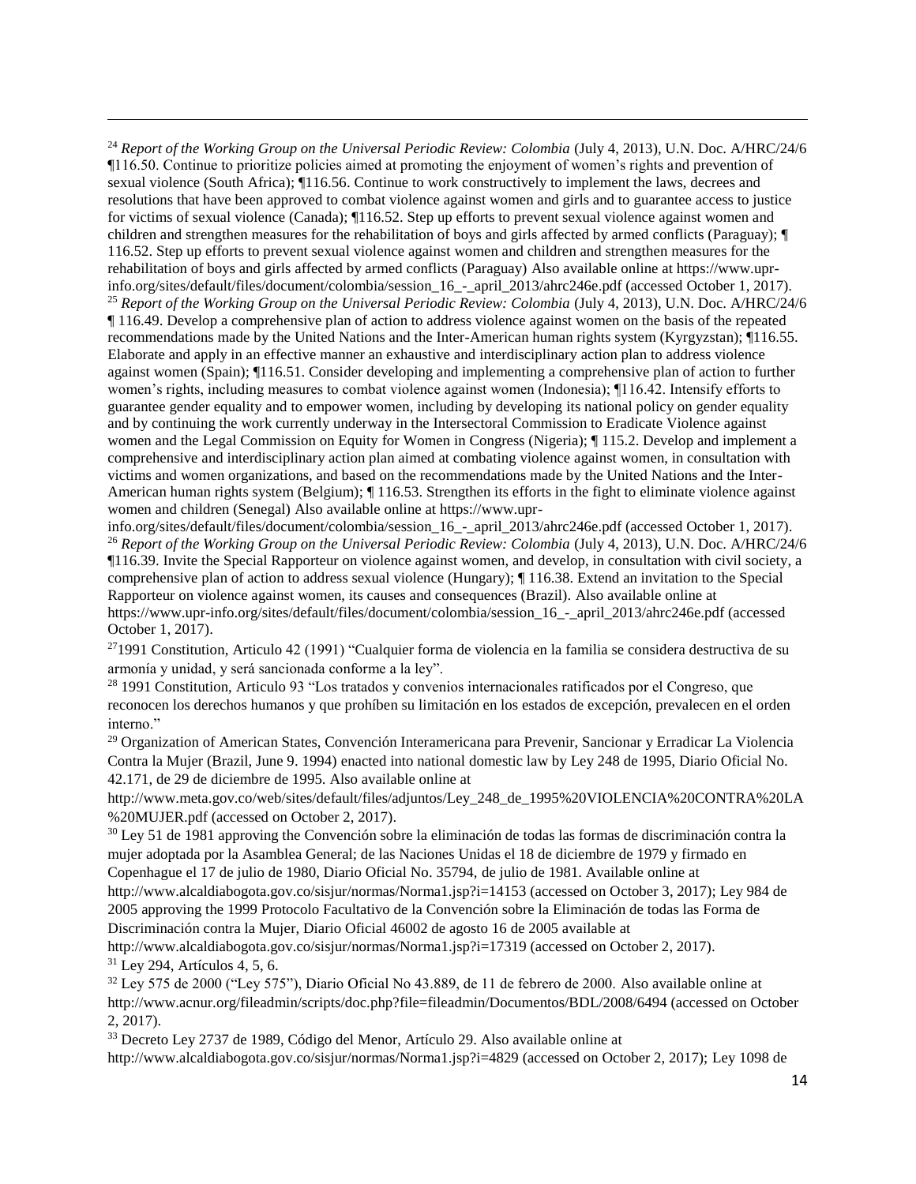[24] *Report of the Working Group on the Universal Periodic Review: Colombia* (July 4, 2013), U.N. Doc. A/HRC/24/6 ¶116.50. Continue to prioritize policies aimed at promoting the enjoyment of women's rights and prevention of sexual violence (South Africa); ¶116.56. Continue to work constructively to implement the laws, decrees and resolutions that have been approved to combat violence against women and girls and to guarantee access to justice for victims of sexual violence (Canada); ¶116.52. Step up efforts to prevent sexual violence against women and children and strengthen measures for the rehabilitation of boys and girls affected by armed conflicts (Paraguay); ¶ 116.52. Step up efforts to prevent sexual violence against women and children and strengthen measures for the rehabilitation of boys and girls affected by armed conflicts (Paraguay) Also available online at https://www.upr-info.org/sites/default/files/document/colombia/session_16_-_april_2013/ahrc246e.pdf (accessed October 1, 2017).

[25] *Report of the Working Group on the Universal Periodic Review: Colombia* (July 4, 2013), U.N. Doc. A/HRC/24/6 ¶ 116.49. Develop a comprehensive plan of action to address violence against women on the basis of the repeated recommendations made by the United Nations and the Inter-American human rights system (Kyrgyzstan); ¶116.55. Elaborate and apply in an effective manner an exhaustive and interdisciplinary action plan to address violence against women (Spain); ¶116.51. Consider developing and implementing a comprehensive plan of action to further women's rights, including measures to combat violence against women (Indonesia); ¶116.42. Intensify efforts to guarantee gender equality and to empower women, including by developing its national policy on gender equality and by continuing the work currently underway in the Intersectoral Commission to Eradicate Violence against women and the Legal Commission on Equity for Women in Congress (Nigeria); ¶ 115.2. Develop and implement a comprehensive and interdisciplinary action plan aimed at combating violence against women, in consultation with victims and women organizations, and based on the recommendations made by the United Nations and the Inter-American human rights system (Belgium); ¶ 116.53. Strengthen its efforts in the fight to eliminate violence against women and children (Senegal) Also available online at https://www.upr-info.org/sites/default/files/document/colombia/session_16_-_april_2013/ahrc246e.pdf (accessed October 1, 2017).

[26] *Report of the Working Group on the Universal Periodic Review: Colombia* (July 4, 2013), U.N. Doc. A/HRC/24/6 ¶116.39. Invite the Special Rapporteur on violence against women, and develop, in consultation with civil society, a comprehensive plan of action to address sexual violence (Hungary); ¶ 116.38. Extend an invitation to the Special Rapporteur on violence against women, its causes and consequences (Brazil). Also available online at https://www.upr-info.org/sites/default/files/document/colombia/session_16_-_april_2013/ahrc246e.pdf (accessed October 1, 2017).

[27] 1991 Constitution, Articulo 42 (1991) "Cualquier forma de violencia en la familia se considera destructiva de su armonía y unidad, y será sancionada conforme a la ley".

[28] 1991 Constitution, Articulo 93 "Los tratados y convenios internacionales ratificados por el Congreso, que reconocen los derechos humanos y que prohíben su limitación en los estados de excepción, prevalecen en el orden interno."

[29] Organization of American States, Convención Interamericana para Prevenir, Sancionar y Erradicar La Violencia Contra la Mujer (Brazil, June 9. 1994) enacted into national domestic law by Ley 248 de 1995, Diario Oficial No. 42.171, de 29 de diciembre de 1995. Also available online at http://www.meta.gov.co/web/sites/default/files/adjuntos/Ley_248_de_1995%20VIOLENCIA%20CONTRA%20LA%20MUJER.pdf (accessed on October 2, 2017).

[30] Ley 51 de 1981 approving the Convención sobre la eliminación de todas las formas de discriminación contra la mujer adoptada por la Asamblea General; de las Naciones Unidas el 18 de diciembre de 1979 y firmado en Copenhague el 17 de julio de 1980, Diario Oficial No. 35794, de julio de 1981. Available online at http://www.alcaldiabogota.gov.co/sisjur/normas/Norma1.jsp?i=14153 (accessed on October 3, 2017); Ley 984 de 2005 approving the 1999 Protocolo Facultativo de la Convención sobre la Eliminación de todas las Forma de Discriminación contra la Mujer, Diario Oficial 46002 de agosto 16 de 2005 available at http://www.alcaldiabogota.gov.co/sisjur/normas/Norma1.jsp?i=17319 (accessed on October 2, 2017).

[31] Ley 294, Artículos 4, 5, 6.

[32] Ley 575 de 2000 ("Ley 575"), Diario Oficial No 43.889, de 11 de febrero de 2000. Also available online at http://www.acnur.org/fileadmin/scripts/doc.php?file=fileadmin/Documentos/BDL/2008/6494 (accessed on October 2, 2017).

[33] Decreto Ley 2737 de 1989, Código del Menor, Artículo 29. Also available online at http://www.alcaldiabogota.gov.co/sisjur/normas/Norma1.jsp?i=4829 (accessed on October 2, 2017); Ley 1098 de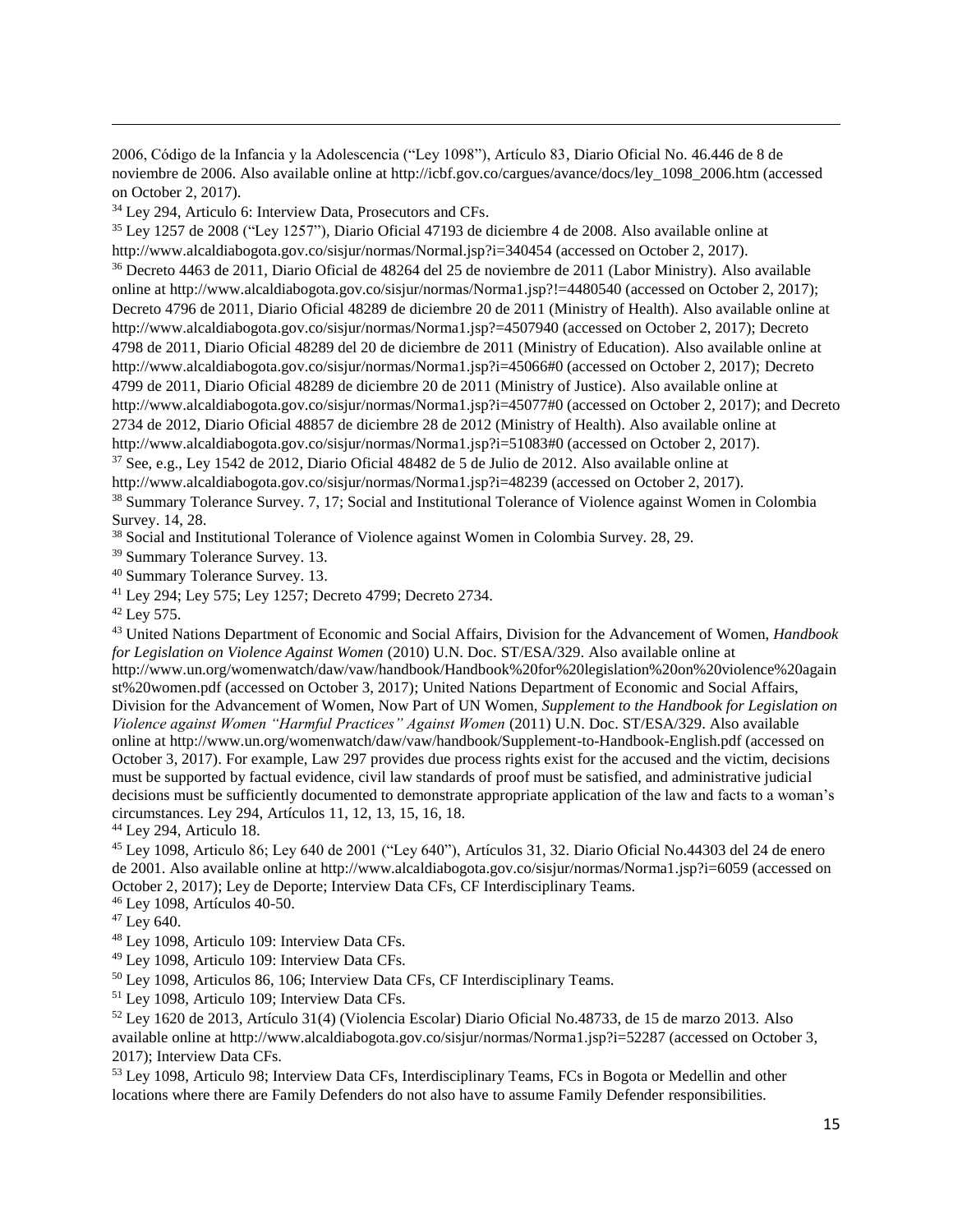2006, Código de la Infancia y la Adolescencia ("Ley 1098"), Artículo 83, Diario Oficial No. 46.446 de 8 de noviembre de 2006. Also available online at http://icbf.gov.co/cargues/avance/docs/ley_1098_2006.htm (accessed on October 2, 2017).

[34] Ley 294, Articulo 6: Interview Data, Prosecutors and CFs.

[35] Ley 1257 de 2008 ("Ley 1257"), Diario Oficial 47193 de diciembre 4 de 2008. Also available online at http://www.alcaldiabogota.gov.co/sisjur/normas/Normal.jsp?i=340454 (accessed on October 2, 2017).

[36] Decreto 4463 de 2011, Diario Oficial de 48264 del 25 de noviembre de 2011 (Labor Ministry). Also available online at http://www.alcaldiabogota.gov.co/sisjur/normas/Norma1.jsp?!=4480540 (accessed on October 2, 2017); Decreto 4796 de 2011, Diario Oficial 48289 de diciembre 20 de 2011 (Ministry of Health). Also available online at http://www.alcaldiabogota.gov.co/sisjur/normas/Norma1.jsp?i=4507940 (accessed on October 2, 2017); Decreto 4798 de 2011, Diario Oficial 48289 del 20 de diciembre de 2011 (Ministry of Education). Also available online at http://www.alcaldiabogota.gov.co/sisjur/normas/Norma1.jsp?i=45066#0 (accessed on October 2, 2017); Decreto 4799 de 2011, Diario Oficial 48289 de diciembre 20 de 2011 (Ministry of Justice). Also available online at http://www.alcaldiabogota.gov.co/sisjur/normas/Norma1.jsp?i=45077#0 (accessed on October 2, 2017); and Decreto 2734 de 2012, Diario Oficial 48857 de diciembre 28 de 2012 (Ministry of Health). Also available online at http://www.alcaldiabogota.gov.co/sisjur/normas/Norma1.jsp?i=51083#0 (accessed on October 2, 2017).

[37] See, e.g., Ley 1542 de 2012, Diario Oficial 48482 de 5 de Julio de 2012. Also available online at http://www.alcaldiabogota.gov.co/sisjur/normas/Norma1.jsp?i=48239 (accessed on October 2, 2017).

[38] Summary Tolerance Survey. 7, 17; Social and Institutional Tolerance of Violence against Women in Colombia Survey. 14, 28.

[38] Social and Institutional Tolerance of Violence against Women in Colombia Survey. 28, 29.

[39] Summary Tolerance Survey. 13.

[40] Summary Tolerance Survey. 13.

[41] Ley 294; Ley 575; Ley 1257; Decreto 4799; Decreto 2734.

[42] Ley 575.

[43] United Nations Department of Economic and Social Affairs, Division for the Advancement of Women, *Handbook for Legislation on Violence Against Women* (2010) U.N. Doc. ST/ESA/329. Also available online at http://www.un.org/womenwatch/daw/vaw/handbook/Handbook%20for%20legislation%20on%20violence%20against%20women.pdf (accessed on October 3, 2017); United Nations Department of Economic and Social Affairs, Division for the Advancement of Women, Now Part of UN Women, *Supplement to the Handbook for Legislation on Violence against Women "Harmful Practices" Against Women* (2011) U.N. Doc. ST/ESA/329. Also available online at http://www.un.org/womenwatch/daw/vaw/handbook/Supplement-to-Handbook-English.pdf (accessed on October 3, 2017). For example, Law 297 provides due process rights exist for the accused and the victim, decisions must be supported by factual evidence, civil law standards of proof must be satisfied, and administrative judicial decisions must be sufficiently documented to demonstrate appropriate application of the law and facts to a woman's circumstances. Ley 294, Artículos 11, 12, 13, 15, 16, 18.

[44] Ley 294, Articulo 18.

[45] Ley 1098, Articulo 86; Ley 640 de 2001 ("Ley 640"), Artículos 31, 32. Diario Oficial No.44303 del 24 de enero de 2001. Also available online at http://www.alcaldiabogota.gov.co/sisjur/normas/Norma1.jsp?i=6059 (accessed on October 2, 2017); Ley de Deporte; Interview Data CFs, CF Interdisciplinary Teams.

[46] Ley 1098, Artículos 40-50.

[47] Ley 640.

[48] Ley 1098, Articulo 109: Interview Data CFs.

[49] Ley 1098, Articulo 109: Interview Data CFs.

[50] Ley 1098, Articulos 86, 106; Interview Data CFs, CF Interdisciplinary Teams.

[51] Ley 1098, Articulo 109; Interview Data CFs.

[52] Ley 1620 de 2013, Artículo 31(4) (Violencia Escolar) Diario Oficial No.48733, de 15 de marzo 2013. Also available online at http://www.alcaldiabogota.gov.co/sisjur/normas/Norma1.jsp?i=52287 (accessed on October 3, 2017); Interview Data CFs.

[53] Ley 1098, Articulo 98; Interview Data CFs, Interdisciplinary Teams, FCs in Bogota or Medellin and other locations where there are Family Defenders do not also have to assume Family Defender responsibilities.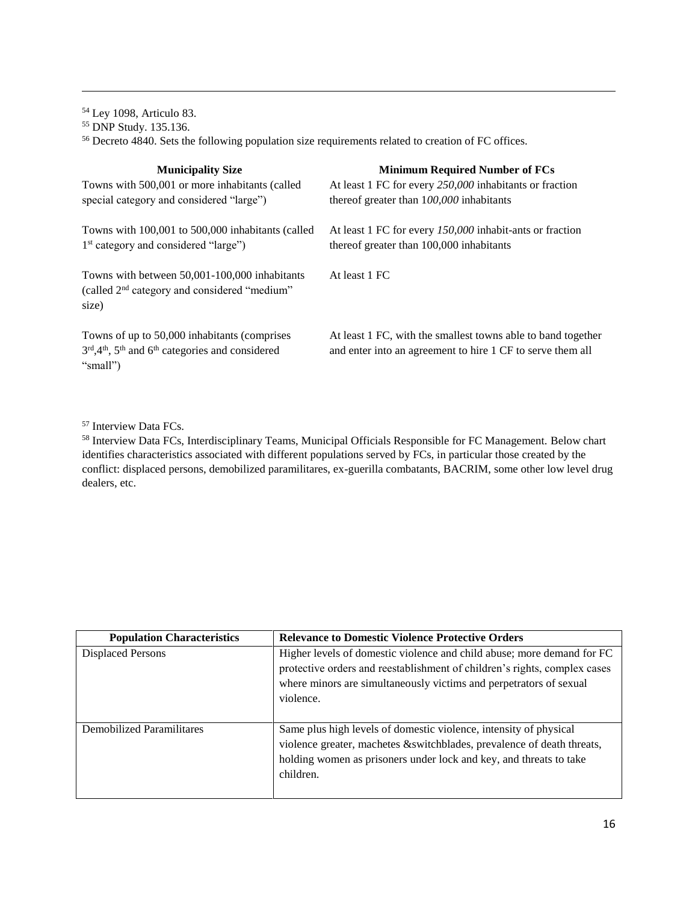[54] Ley 1098, Articulo 83.

[55] DNP Study. 135.136.

[56] Decreto 4840. Sets the following population size requirements related to creation of FC offices.

| Municipality Size | Minimum Required Number of FCs |
|---|---|
| Towns with 500,001 or more inhabitants (called special category and considered "large") | At least 1 FC for every *250,000* inhabitants or fraction thereof greater than 1*00,000* inhabitants |
| Towns with 100,001 to 500,000 inhabitants (called 1st category and considered "large") | At least 1 FC for every *150,000* inhabit-ants or fraction thereof greater than 100,000 inhabitants |
| Towns with between 50,001-100,000 inhabitants (called 2nd category and considered "medium" size) | At least 1 FC |
| Towns of up to 50,000 inhabitants (comprises 3rd, 4th, 5th and 6th categories and considered "small") | At least 1 FC, with the smallest towns able to band together and enter into an agreement to hire 1 CF to serve them all |

[57] Interview Data FCs.

[58] Interview Data FCs, Interdisciplinary Teams, Municipal Officials Responsible for FC Management. Below chart identifies characteristics associated with different populations served by FCs, in particular those created by the conflict: displaced persons, demobilized paramilitares, ex-guerilla combatants, BACRIM, some other low level drug dealers, etc.

| Population Characteristics | Relevance to Domestic Violence Protective Orders |
|---|---|
| Displaced Persons | Higher levels of domestic violence and child abuse; more demand for FC protective orders and reestablishment of children's rights, complex cases where minors are simultaneously victims and perpetrators of sexual violence. |
| Demobilized Paramilitares | Same plus high levels of domestic violence, intensity of physical violence greater, machetes &switchblades, prevalence of death threats, holding women as prisoners under lock and key, and threats to take children. |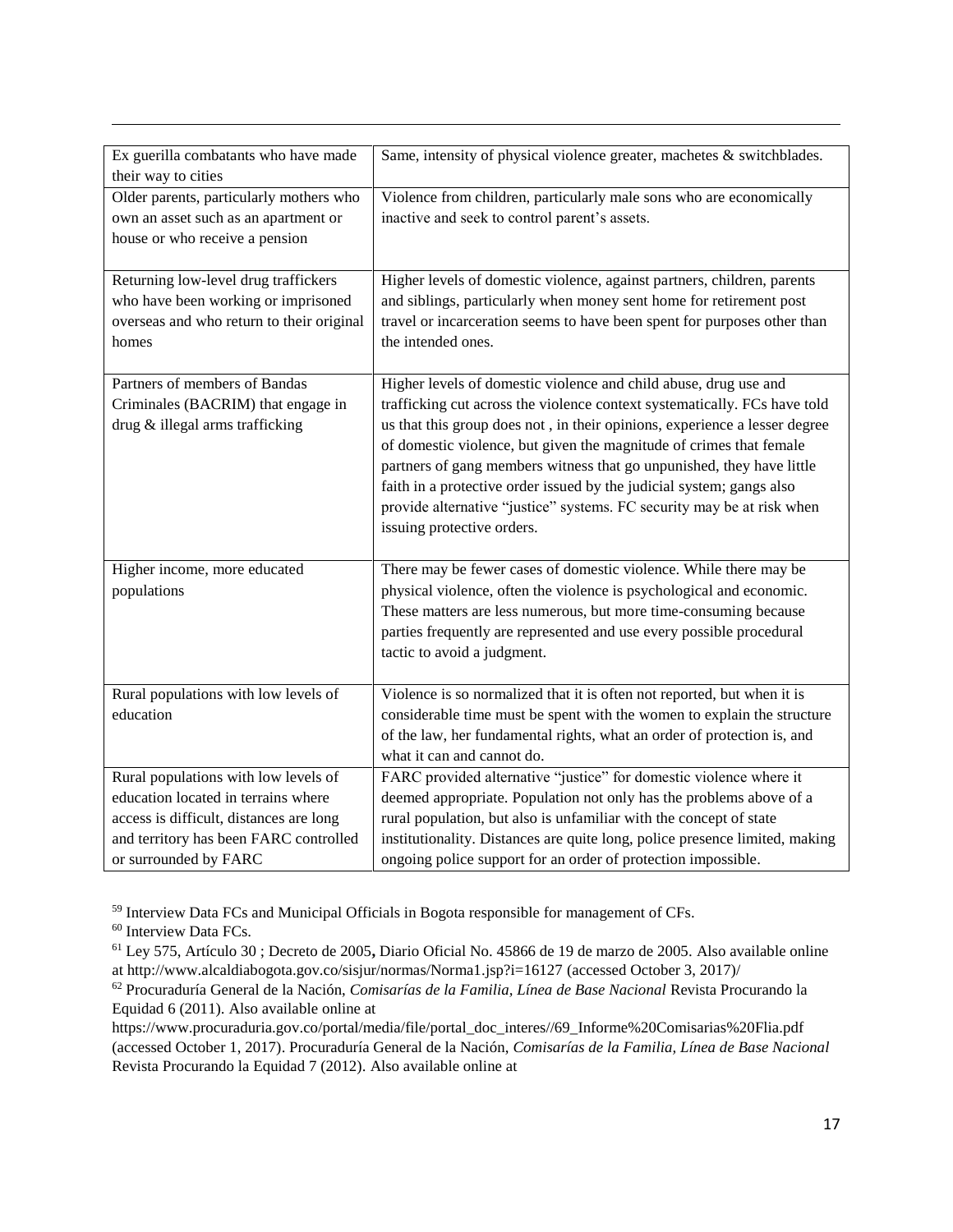| Ex guerilla combatants who have made their way to cities | Same, intensity of physical violence greater, machetes & switchblades. |
|---|---|
| Older parents, particularly mothers who own an asset such as an apartment or house or who receive a pension | Violence from children, particularly male sons who are economically inactive and seek to control parent's assets. |
| Returning low-level drug traffickers who have been working or imprisoned overseas and who return to their original homes | Higher levels of domestic violence, against partners, children, parents and siblings, particularly when money sent home for retirement post travel or incarceration seems to have been spent for purposes other than the intended ones. |
| Partners of members of Bandas Criminales (BACRIM) that engage in drug & illegal arms trafficking | Higher levels of domestic violence and child abuse, drug use and trafficking cut across the violence context systematically. FCs have told us that this group does not , in their opinions, experience a lesser degree of domestic violence, but given the magnitude of crimes that female partners of gang members witness that go unpunished, they have little faith in a protective order issued by the judicial system; gangs also provide alternative "justice" systems. FC security may be at risk when issuing protective orders. |
| Higher income, more educated populations | There may be fewer cases of domestic violence. While there may be physical violence, often the violence is psychological and economic. These matters are less numerous, but more time-consuming because parties frequently are represented and use every possible procedural tactic to avoid a judgment. |
| Rural populations with low levels of education | Violence is so normalized that it is often not reported, but when it is considerable time must be spent with the women to explain the structure of the law, her fundamental rights, what an order of protection is, and what it can and cannot do. |
| Rural populations with low levels of education located in terrains where access is difficult, distances are long and territory has been FARC controlled or surrounded by FARC | FARC provided alternative "justice" for domestic violence where it deemed appropriate. Population not only has the problems above of a rural population, but also is unfamiliar with the concept of state institutionality. Distances are quite long, police presence limited, making ongoing police support for an order of protection impossible. |

[59] Interview Data FCs and Municipal Officials in Bogota responsible for management of CFs.

[60] Interview Data FCs.

[61] Ley 575, Artículo 30 ; Decreto de 2005**,** Diario Oficial No. 45866 de 19 de marzo de 2005. Also available online at http://www.alcaldiabogota.gov.co/sisjur/normas/Norma1.jsp?i=16127 (accessed October 3, 2017)/

[62] Procuraduría General de la Nación, *Comisarías de la Familia, Línea de Base Nacional* Revista Procurando la Equidad 6 (2011). Also available online at https://www.procuraduria.gov.co/portal/media/file/portal_doc_interes//69_Informe%20Comisarias%20Flia.pdf (accessed October 1, 2017). Procuraduría General de la Nación, *Comisarías de la Familia, Línea de Base Nacional* Revista Procurando la Equidad 7 (2012). Also available online at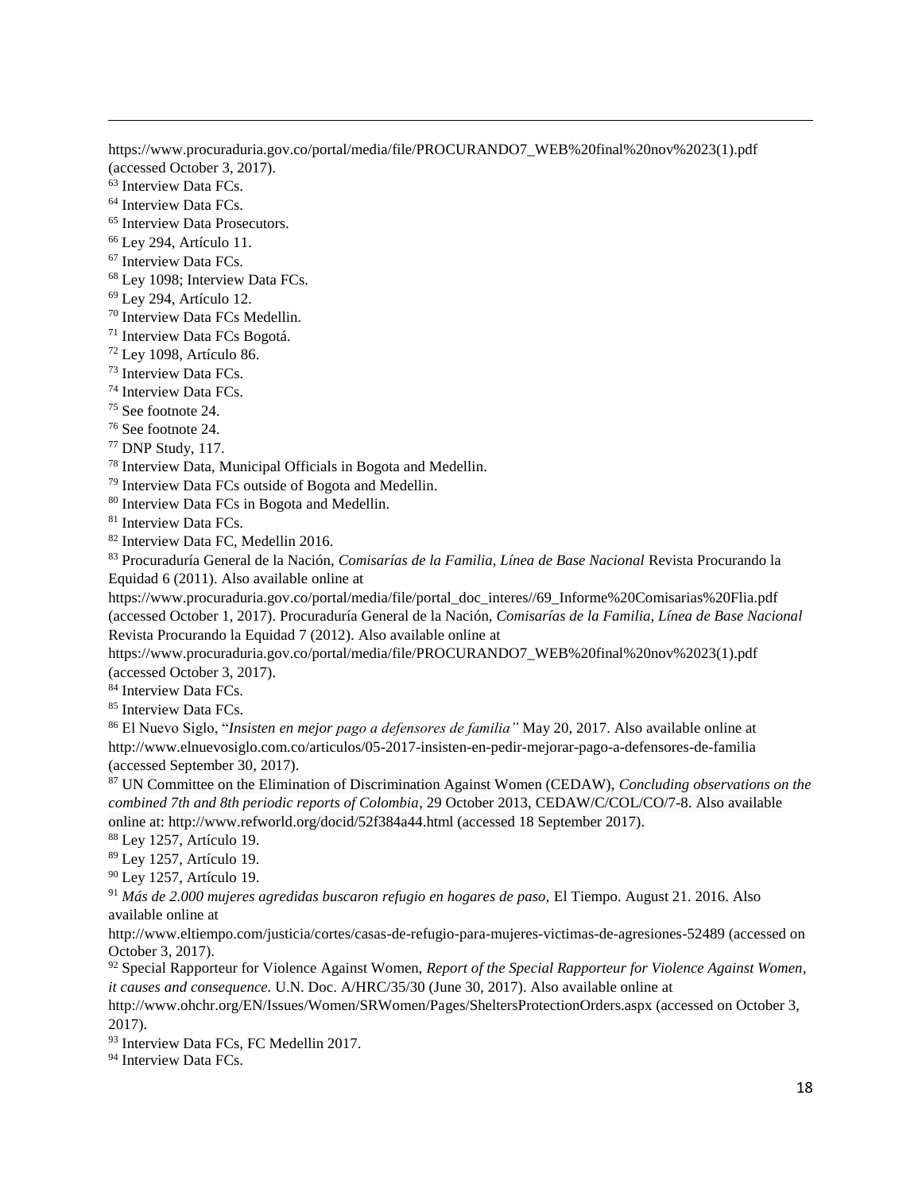https://www.procuraduria.gov.co/portal/media/file/PROCURANDO7_WEB%20final%20nov%2023(1).pdf (accessed October 3, 2017).

[63] Interview Data FCs.

[64] Interview Data FCs.

[65] Interview Data Prosecutors.

[66] Ley 294, Artículo 11.

[67] Interview Data FCs.

[68] Ley 1098; Interview Data FCs.

[69] Ley 294, Artículo 12.

[70] Interview Data FCs Medellin.

[71] Interview Data FCs Bogotá.

[72] Ley 1098, Artículo 86.

[73] Interview Data FCs.

[74] Interview Data FCs.

[75] See footnote 24.

[76] See footnote 24.

[77] DNP Study, 117.

[78] Interview Data, Municipal Officials in Bogota and Medellin.

[79] Interview Data FCs outside of Bogota and Medellin.

[80] Interview Data FCs in Bogota and Medellin.

[81] Interview Data FCs.

[82] Interview Data FC, Medellin 2016.

[83] Procuraduría General de la Nación, *Comisarías de la Familia, Línea de Base Nacional* Revista Procurando la Equidad 6 (2011). Also available online at https://www.procuraduria.gov.co/portal/media/file/portal_doc_interes//69_Informe%20Comisarias%20Flia.pdf (accessed October 1, 2017). Procuraduría General de la Nación, *Comisarías de la Familia, Línea de Base Nacional* Revista Procurando la Equidad 7 (2012). Also available online at https://www.procuraduria.gov.co/portal/media/file/PROCURANDO7_WEB%20final%20nov%2023(1).pdf (accessed October 3, 2017).

[84] Interview Data FCs.

[85] Interview Data FCs.

[86] El Nuevo Siglo, "*Insisten en mejor pago a defensores de familia"* May 20, 2017. Also available online at http://www.elnuevosiglo.com.co/articulos/05-2017-insisten-en-pedir-mejorar-pago-a-defensores-de-familia (accessed September 30, 2017).

[87] UN Committee on the Elimination of Discrimination Against Women (CEDAW), *Concluding observations on the combined 7th and 8th periodic reports of Colombia*, 29 October 2013, CEDAW/C/COL/CO/7-8. Also available online at: http://www.refworld.org/docid/52f384a44.html (accessed 18 September 2017).

[88] Ley 1257, Artículo 19.

[89] Ley 1257, Artículo 19.

[90] Ley 1257, Artículo 19.

[91] *Más de 2.000 mujeres agredidas buscaron refugio en hogares de paso,* El Tiempo. August 21. 2016. Also available online at http://www.eltiempo.com/justicia/cortes/casas-de-refugio-para-mujeres-victimas-de-agresiones-52489 (accessed on October 3, 2017).

[92] Special Rapporteur for Violence Against Women, *Report of the Special Rapporteur for Violence Against Women, it causes and consequence.* U.N. Doc. A/HRC/35/30 (June 30, 2017). Also available online at http://www.ohchr.org/EN/Issues/Women/SRWomen/Pages/SheltersProtectionOrders.aspx (accessed on October 3, 2017).

[93] Interview Data FCs, FC Medellin 2017.

[94] Interview Data FCs.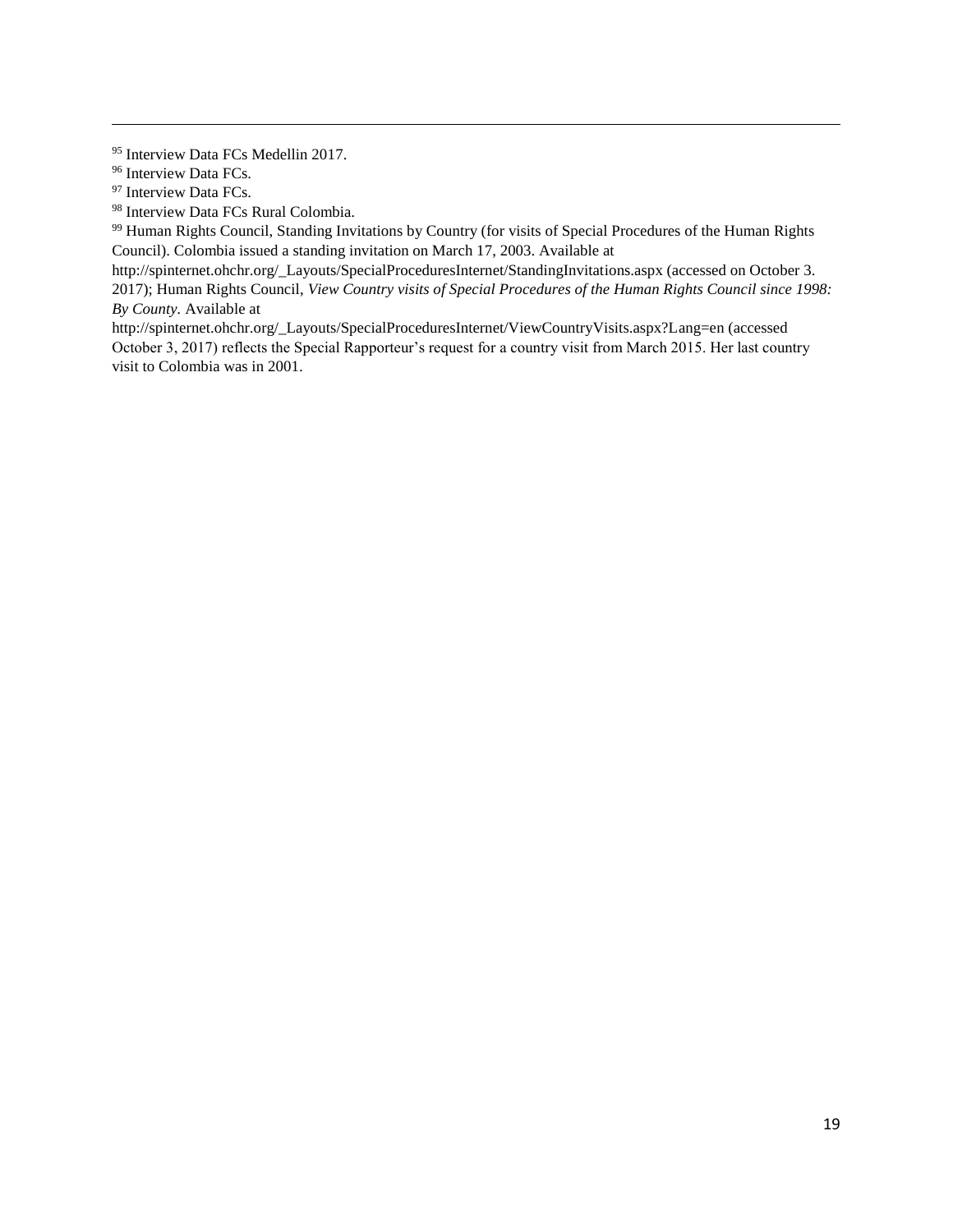[95] Interview Data FCs Medellin 2017.

[96] Interview Data FCs.

[97] Interview Data FCs.

[98] Interview Data FCs Rural Colombia.

[99] Human Rights Council, Standing Invitations by Country (for visits of Special Procedures of the Human Rights Council). Colombia issued a standing invitation on March 17, 2003. Available at http://spinternet.ohchr.org/_Layouts/SpecialProceduresInternet/StandingInvitations.aspx (accessed on October 3. 2017); Human Rights Council, *View Country visits of Special Procedures of the Human Rights Council since 1998: By County*. Available at http://spinternet.ohchr.org/_Layouts/SpecialProceduresInternet/ViewCountryVisits.aspx?Lang=en (accessed October 3, 2017) reflects the Special Rapporteur's request for a country visit from March 2015. Her last country visit to Colombia was in 2001.